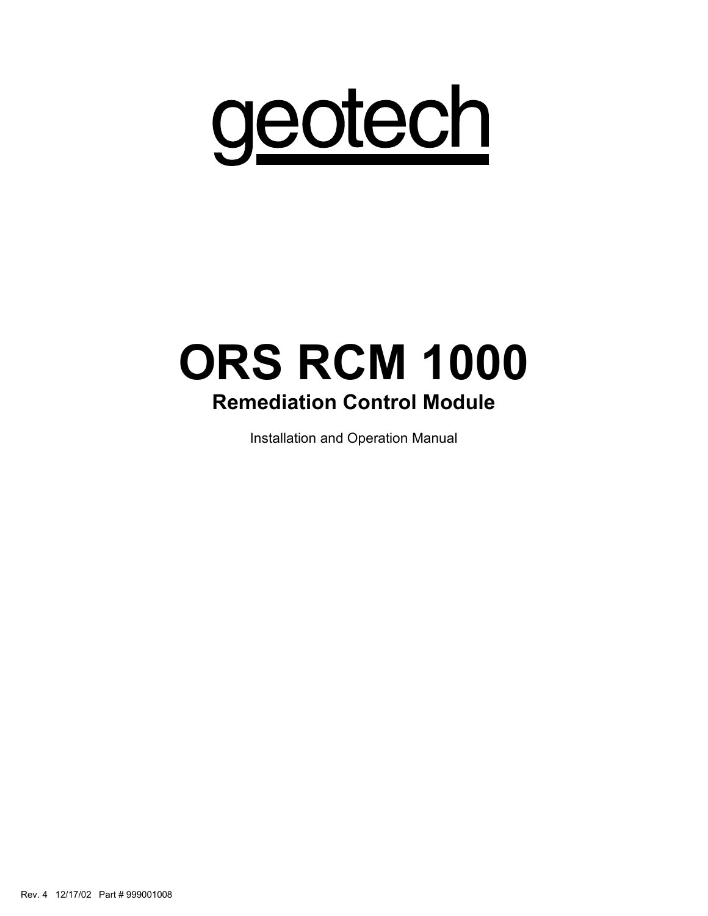# geotech

# ORS RCM 1000

## Remediation Control Module

Installation and Operation Manual

Rev. 4 12/17/02 Part # 999001008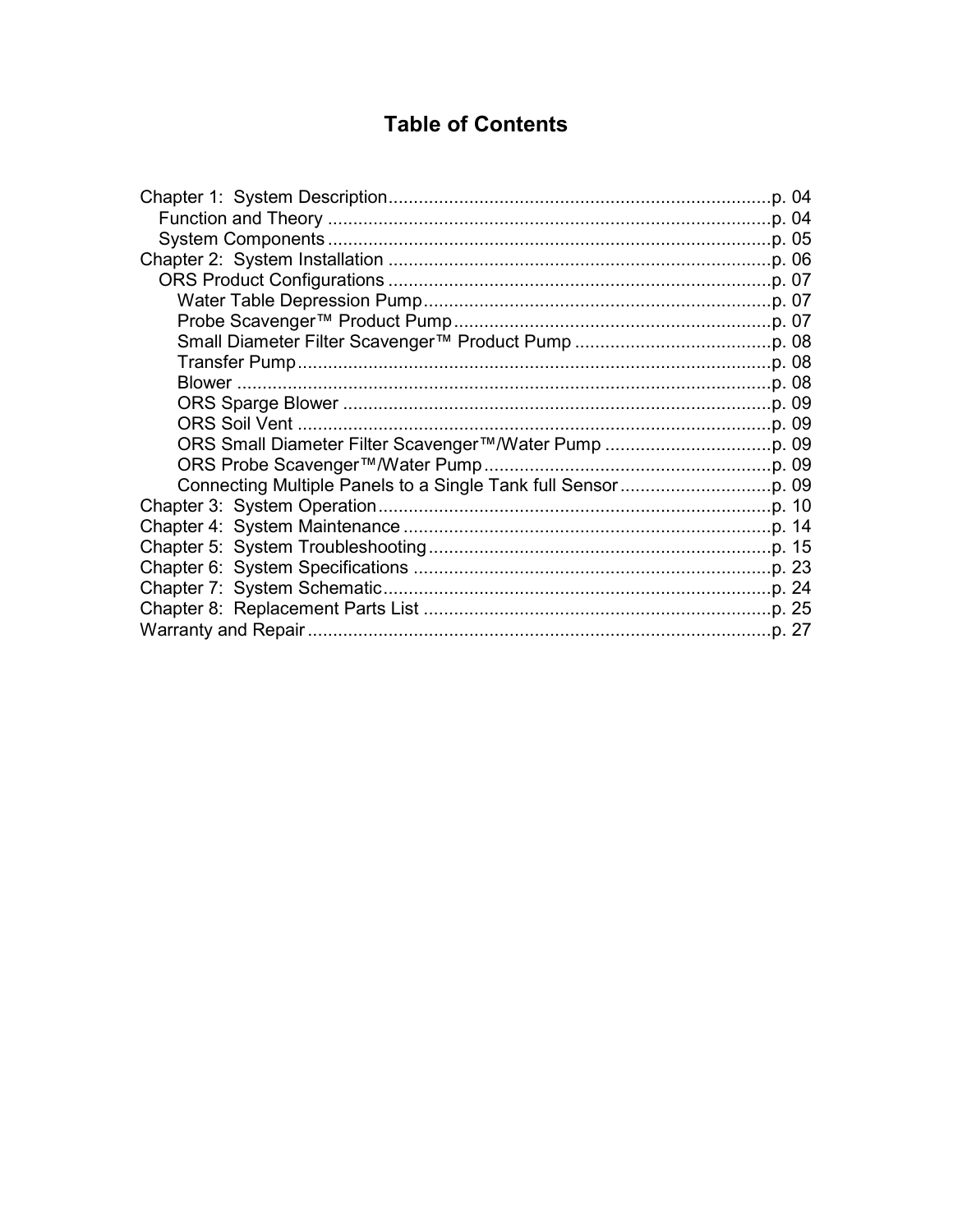# Table of Contents

- Chapter 1: System Description....................................................................p. 04
  - Function and Theory ..................................................................................p. 04
  - System Components ..................................................................................p. 05
- Chapter 2: System Installation ......................................................................p. 06
  - ORS Product Configurations ......................................................................p. 07
    - Water Table Depression Pump...............................................................p. 07
    - Probe Scavenger™ Product Pump...........................................................p. 07
    - Small Diameter Filter Scavenger™ Product Pump ...................................p. 08
    - Transfer Pump.........................................................................................p. 08
    - Blower ....................................................................................................p. 08
    - ORS Sparge Blower ...............................................................................p. 09
    - ORS Soil Vent .........................................................................................p. 09
    - ORS Small Diameter Filter Scavenger™/Water Pump .............................p. 09
    - ORS Probe Scavenger™/Water Pump.....................................................p. 09
    - Connecting Multiple Panels to a Single Tank full Sensor..........................p. 09
- Chapter 3: System Operation........................................................................p. 10
- Chapter 4: System Maintenance ...................................................................p. 14
- Chapter 5: System Troubleshooting..............................................................p. 15
- Chapter 6: System Specifications .................................................................p. 23
- Chapter 7: System Schematic.......................................................................p. 24
- Chapter 8: Replacement Parts List ...............................................................p. 25
- Warranty and Repair ......................................................................................p. 27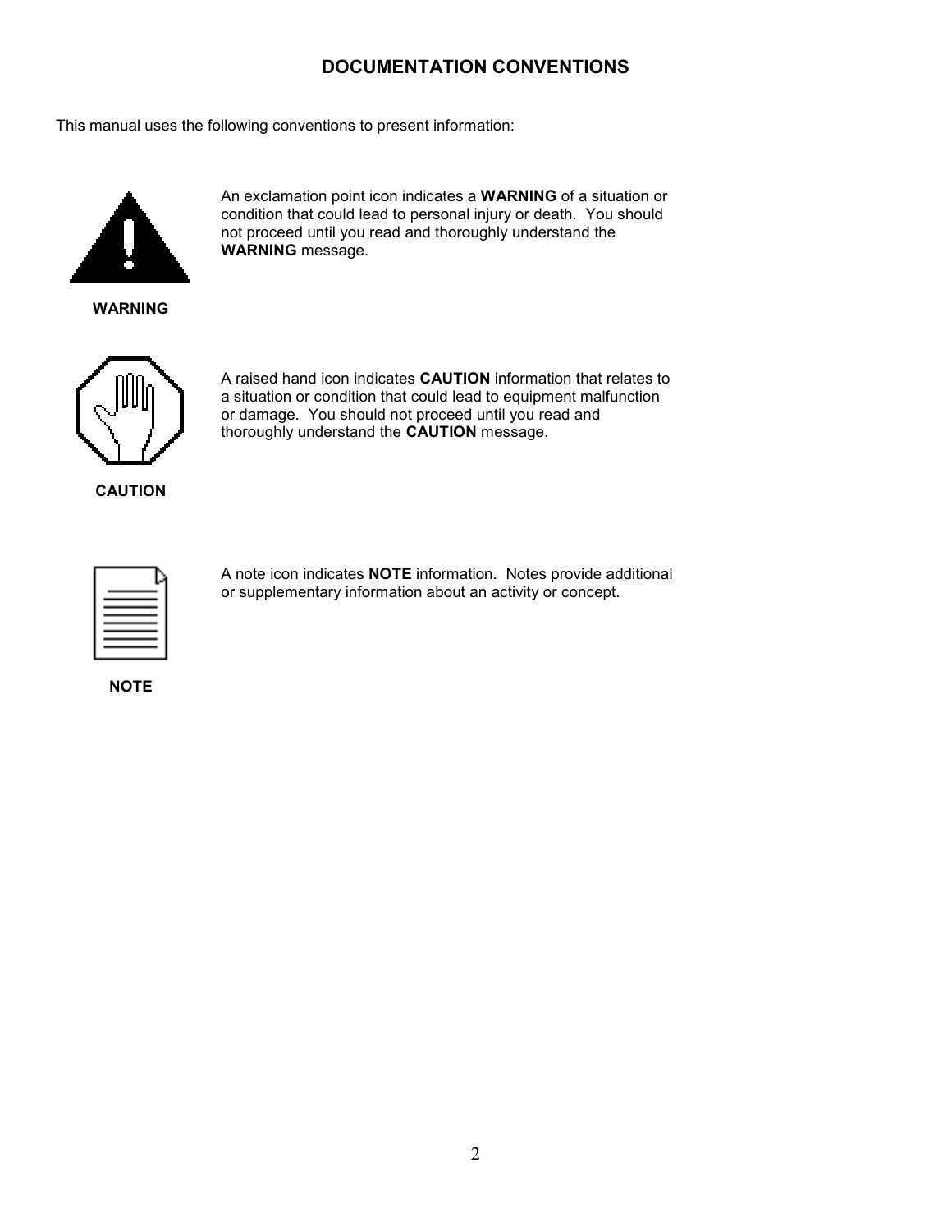# DOCUMENTATION CONVENTIONS

This manual uses the following conventions to present information:

**WARNING**

An exclamation point icon indicates a **WARNING** of a situation or condition that could lead to personal injury or death. You should not proceed until you read and thoroughly understand the **WARNING** message.

**CAUTION**

A raised hand icon indicates **CAUTION** information that relates to a situation or condition that could lead to equipment malfunction or damage. You should not proceed until you read and thoroughly understand the **CAUTION** message.

**NOTE**

A note icon indicates **NOTE** information. Notes provide additional or supplementary information about an activity or concept.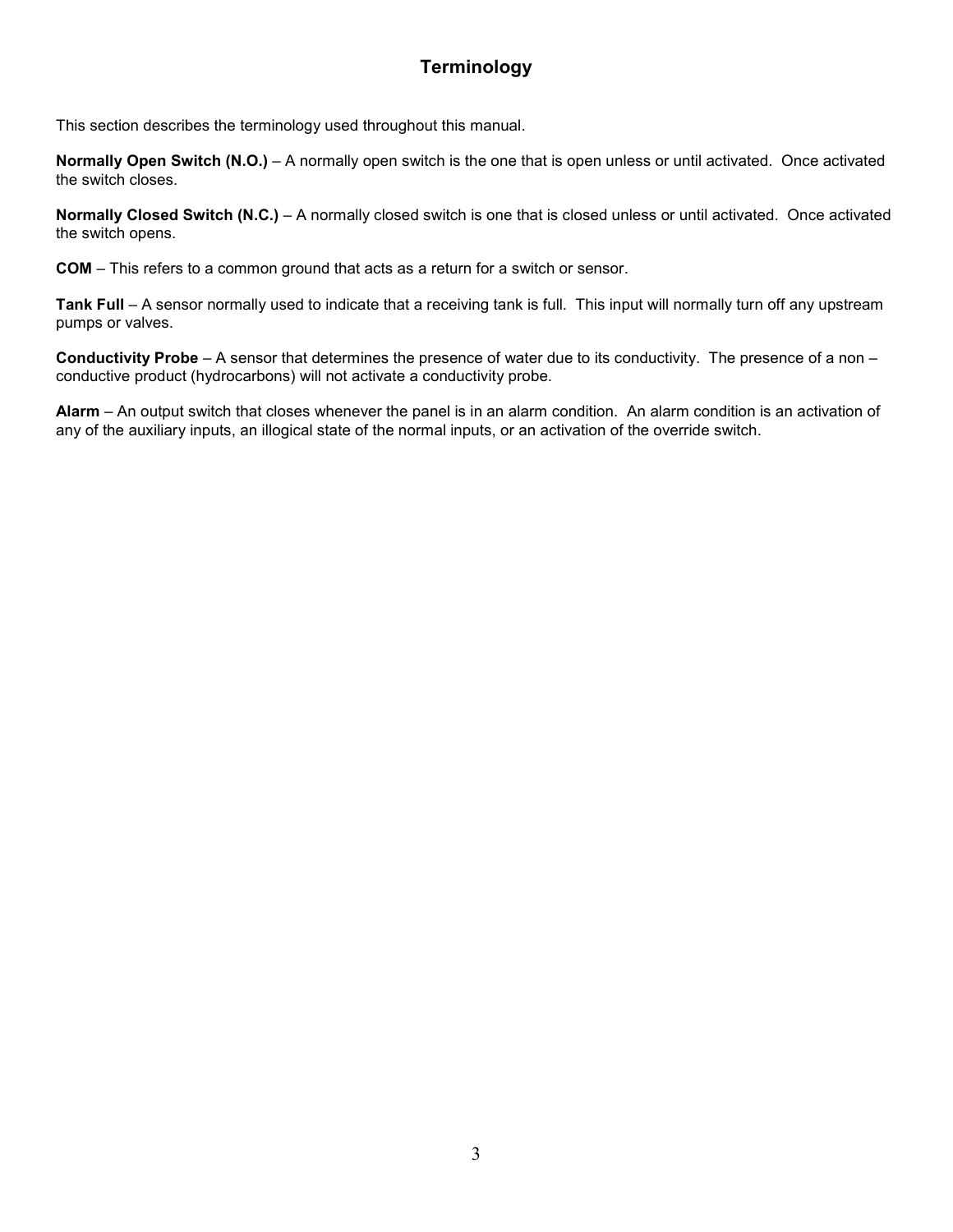# Terminology

This section describes the terminology used throughout this manual.

**Normally Open Switch (N.O.)** – A normally open switch is the one that is open unless or until activated. Once activated the switch closes.

**Normally Closed Switch (N.C.)** – A normally closed switch is one that is closed unless or until activated. Once activated the switch opens.

**COM** – This refers to a common ground that acts as a return for a switch or sensor.

**Tank Full** – A sensor normally used to indicate that a receiving tank is full. This input will normally turn off any upstream pumps or valves.

**Conductivity Probe** – A sensor that determines the presence of water due to its conductivity. The presence of a non – conductive product (hydrocarbons) will not activate a conductivity probe.

**Alarm** – An output switch that closes whenever the panel is in an alarm condition. An alarm condition is an activation of any of the auxiliary inputs, an illogical state of the normal inputs, or an activation of the override switch.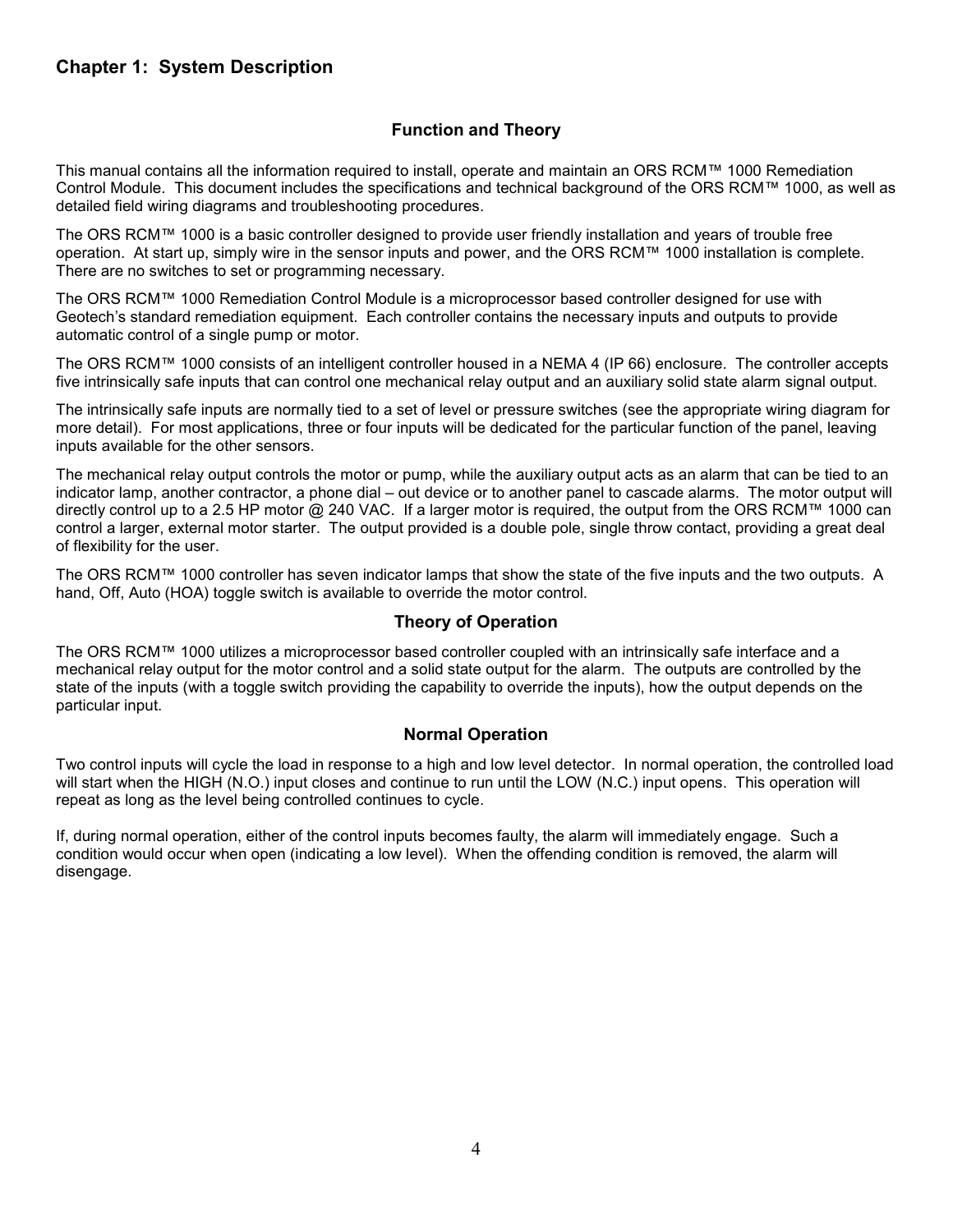## Chapter 1: System Description

### Function and Theory

This manual contains all the information required to install, operate and maintain an ORS RCM™ 1000 Remediation Control Module. This document includes the specifications and technical background of the ORS RCM™ 1000, as well as detailed field wiring diagrams and troubleshooting procedures.

The ORS RCM™ 1000 is a basic controller designed to provide user friendly installation and years of trouble free operation. At start up, simply wire in the sensor inputs and power, and the ORS RCM™ 1000 installation is complete. There are no switches to set or programming necessary.

The ORS RCM™ 1000 Remediation Control Module is a microprocessor based controller designed for use with Geotech's standard remediation equipment. Each controller contains the necessary inputs and outputs to provide automatic control of a single pump or motor.

The ORS RCM™ 1000 consists of an intelligent controller housed in a NEMA 4 (IP 66) enclosure. The controller accepts five intrinsically safe inputs that can control one mechanical relay output and an auxiliary solid state alarm signal output.

The intrinsically safe inputs are normally tied to a set of level or pressure switches (see the appropriate wiring diagram for more detail). For most applications, three or four inputs will be dedicated for the particular function of the panel, leaving inputs available for the other sensors.

The mechanical relay output controls the motor or pump, while the auxiliary output acts as an alarm that can be tied to an indicator lamp, another contractor, a phone dial – out device or to another panel to cascade alarms. The motor output will directly control up to a 2.5 HP motor @ 240 VAC. If a larger motor is required, the output from the ORS RCM™ 1000 can control a larger, external motor starter. The output provided is a double pole, single throw contact, providing a great deal of flexibility for the user.

The ORS RCM™ 1000 controller has seven indicator lamps that show the state of the five inputs and the two outputs. A hand, Off, Auto (HOA) toggle switch is available to override the motor control.

### Theory of Operation

The ORS RCM™ 1000 utilizes a microprocessor based controller coupled with an intrinsically safe interface and a mechanical relay output for the motor control and a solid state output for the alarm. The outputs are controlled by the state of the inputs (with a toggle switch providing the capability to override the inputs), how the output depends on the particular input.

### Normal Operation

Two control inputs will cycle the load in response to a high and low level detector. In normal operation, the controlled load will start when the HIGH (N.O.) input closes and continue to run until the LOW (N.C.) input opens. This operation will repeat as long as the level being controlled continues to cycle.

If, during normal operation, either of the control inputs becomes faulty, the alarm will immediately engage. Such a condition would occur when open (indicating a low level). When the offending condition is removed, the alarm will disengage.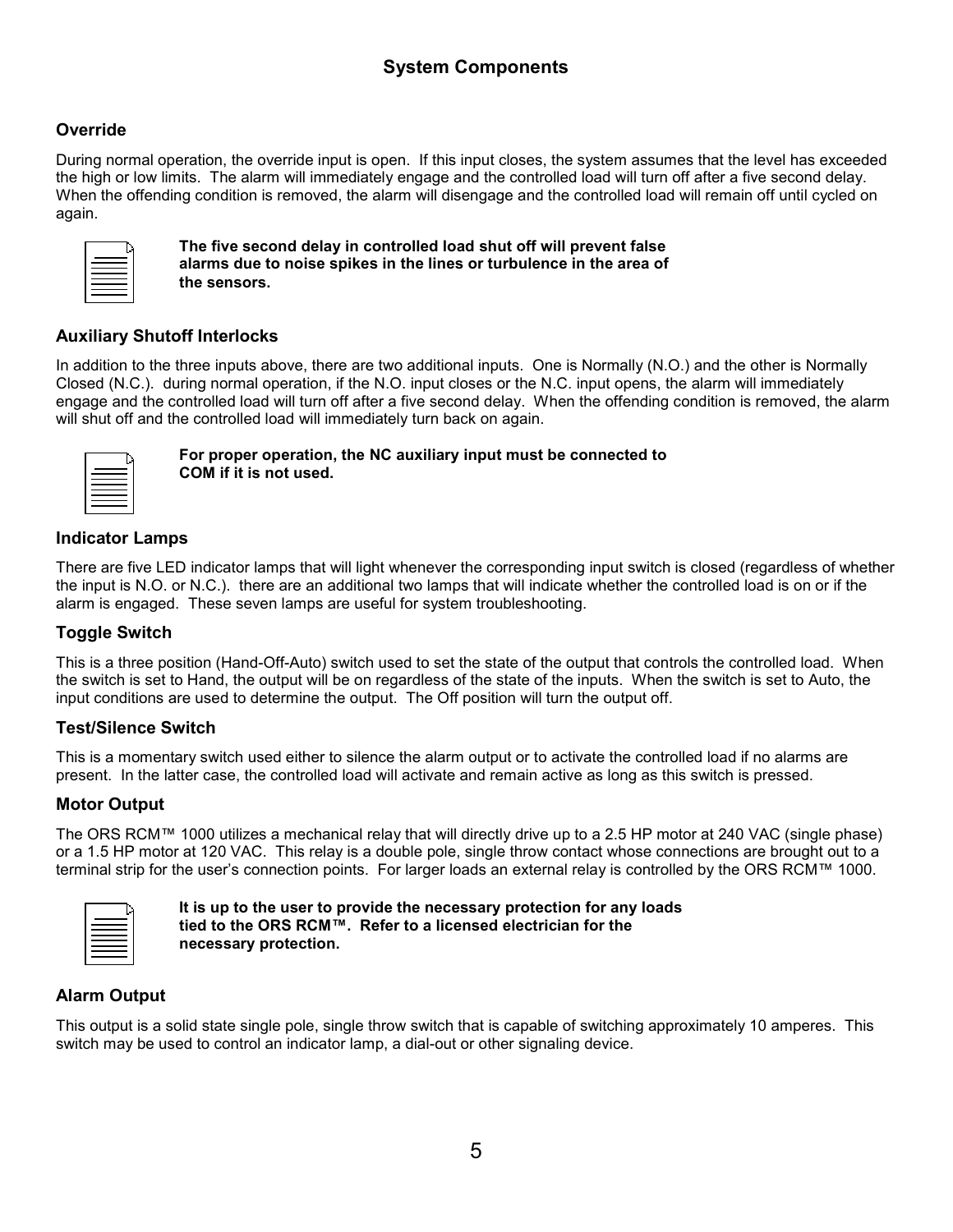## System Components

### Override

During normal operation, the override input is open. If this input closes, the system assumes that the level has exceeded the high or low limits. The alarm will immediately engage and the controlled load will turn off after a five second delay. When the offending condition is removed, the alarm will disengage and the controlled load will remain off until cycled on again.

**The five second delay in controlled load shut off will prevent false alarms due to noise spikes in the lines or turbulence in the area of the sensors.**

### Auxiliary Shutoff Interlocks

In addition to the three inputs above, there are two additional inputs. One is Normally (N.O.) and the other is Normally Closed (N.C.). during normal operation, if the N.O. input closes or the N.C. input opens, the alarm will immediately engage and the controlled load will turn off after a five second delay. When the offending condition is removed, the alarm will shut off and the controlled load will immediately turn back on again.

**For proper operation, the NC auxiliary input must be connected to COM if it is not used.**

### Indicator Lamps

There are five LED indicator lamps that will light whenever the corresponding input switch is closed (regardless of whether the input is N.O. or N.C.). there are an additional two lamps that will indicate whether the controlled load is on or if the alarm is engaged. These seven lamps are useful for system troubleshooting.

### Toggle Switch

This is a three position (Hand-Off-Auto) switch used to set the state of the output that controls the controlled load. When the switch is set to Hand, the output will be on regardless of the state of the inputs. When the switch is set to Auto, the input conditions are used to determine the output. The Off position will turn the output off.

### Test/Silence Switch

This is a momentary switch used either to silence the alarm output or to activate the controlled load if no alarms are present. In the latter case, the controlled load will activate and remain active as long as this switch is pressed.

### Motor Output

The ORS RCM™ 1000 utilizes a mechanical relay that will directly drive up to a 2.5 HP motor at 240 VAC (single phase) or a 1.5 HP motor at 120 VAC. This relay is a double pole, single throw contact whose connections are brought out to a terminal strip for the user's connection points. For larger loads an external relay is controlled by the ORS RCM™ 1000.

**It is up to the user to provide the necessary protection for any loads tied to the ORS RCM™. Refer to a licensed electrician for the necessary protection.**

### Alarm Output

This output is a solid state single pole, single throw switch that is capable of switching approximately 10 amperes. This switch may be used to control an indicator lamp, a dial-out or other signaling device.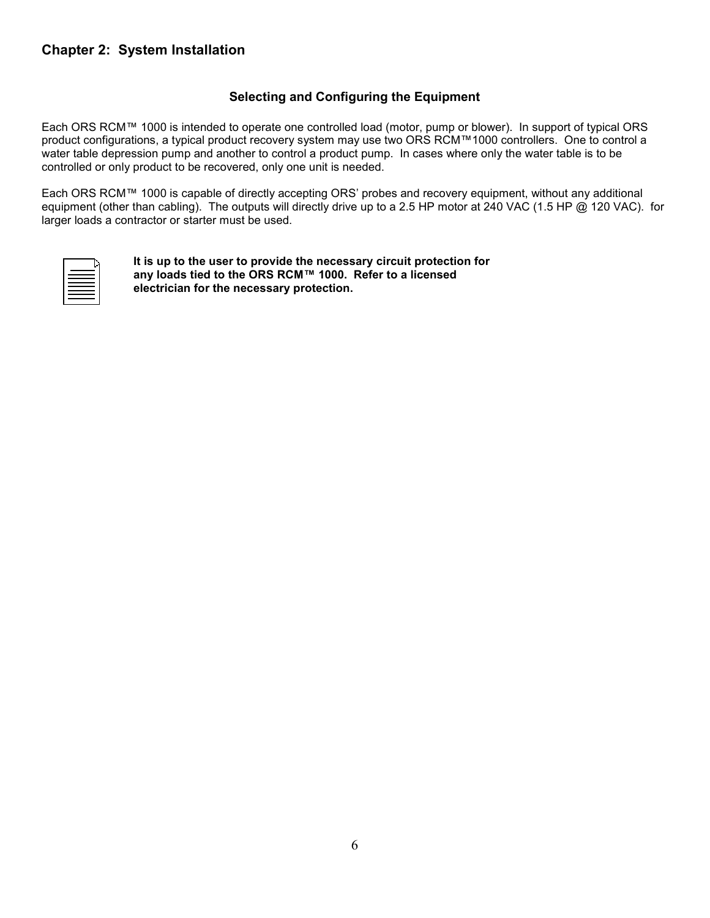# Chapter 2: System Installation

## Selecting and Configuring the Equipment

Each ORS RCM™ 1000 is intended to operate one controlled load (motor, pump or blower). In support of typical ORS product configurations, a typical product recovery system may use two ORS RCM™1000 controllers. One to control a water table depression pump and another to control a product pump. In cases where only the water table is to be controlled or only product to be recovered, only one unit is needed.

Each ORS RCM™ 1000 is capable of directly accepting ORS' probes and recovery equipment, without any additional equipment (other than cabling). The outputs will directly drive up to a 2.5 HP motor at 240 VAC (1.5 HP @ 120 VAC). for larger loads a contractor or starter must be used.

**It is up to the user to provide the necessary circuit protection for any loads tied to the ORS RCM™ 1000. Refer to a licensed electrician for the necessary protection.**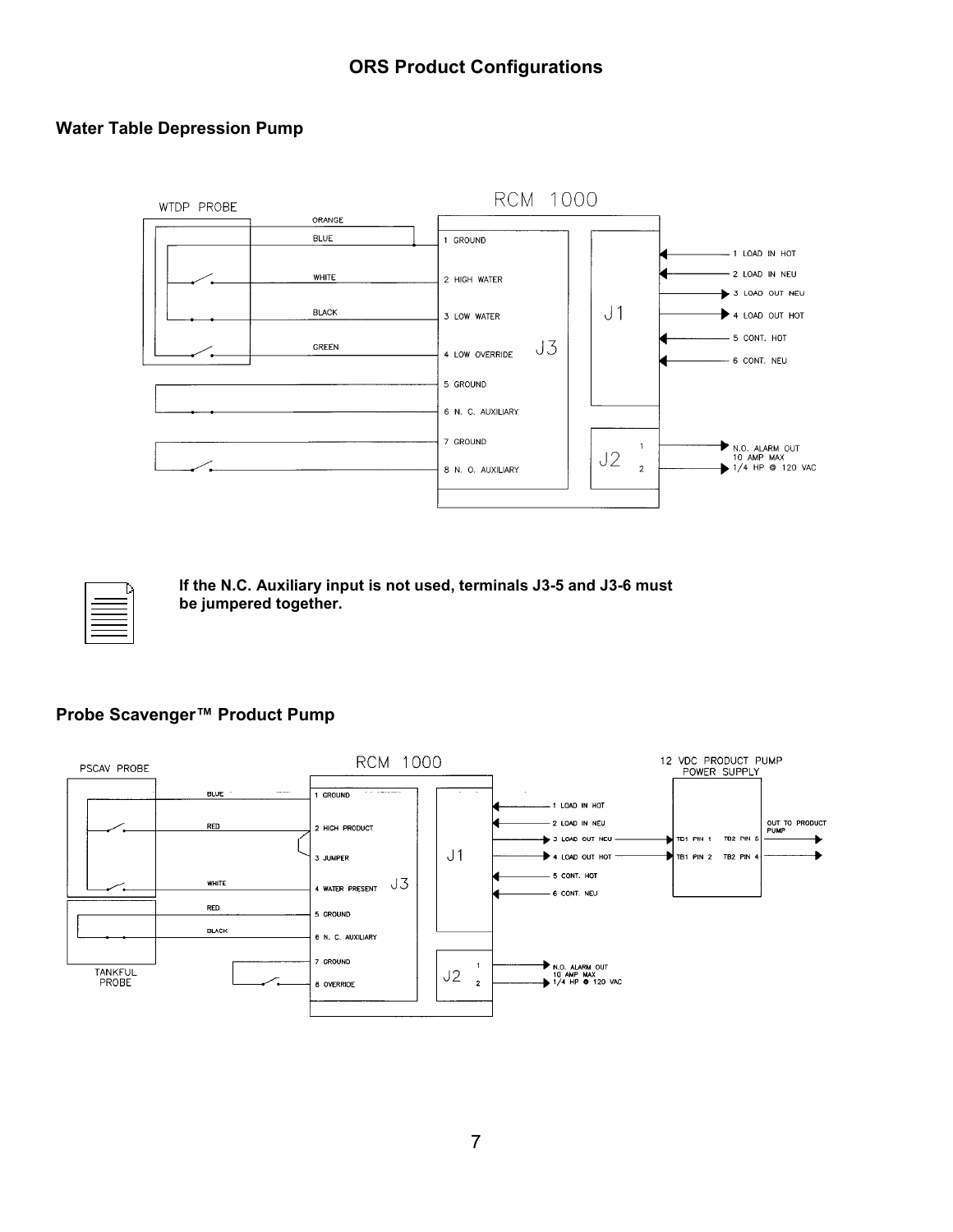# ORS Product Configurations

## Water Table Depression Pump

WTDP PROBE

ORANGE

BLUE

WHITE

BLACK

GREEN

RCM 1000

J3

1 GROUND

2 HIGH WATER

3 LOW WATER

4 LOW OVERRIDE

5 GROUND

6 N. C. AUXILIARY

7 GROUND

8 N. O. AUXILIARY

J1

1 LOAD IN HOT

2 LOAD IN NEU

3 LOAD OUT NEU

4 LOAD OUT HOT

5 CONT. HOT

6 CONT. NEU

J2

1

2

N.O. ALARM OUT
10 AMP MAX
1/4 HP @ 120 VAC

**If the N.C. Auxiliary input is not used, terminals J3-5 and J3-6 must be jumpered together.**

## Probe Scavenger™ Product Pump

PSCAV PROBE

BLUE

RED

WHITE

RED

BLACK

TANKFUL PROBE

RCM 1000

J3

1 GROUND

2 HIGH PRODUCT

3 JUMPER

4 WATER PRESENT

5 GROUND

6 N. C. AUXILIARY

7 GROUND

8 OVERRIDE

J1

1 LOAD IN HOT

2 LOAD IN NEU

3 LOAD OUT NEU

4 LOAD OUT HOT

5 CONT. HOT

6 CONT. NEU

J2

1

2

N.O. ALARM OUT
10 AMP MAX
1/4 HP @ 120 VAC

12 VDC PRODUCT PUMP POWER SUPPLY

TB1 PIN 1

TB1 PIN 2

TB2 PIN 5

TB2 PIN 4

OUT TO PRODUCT PUMP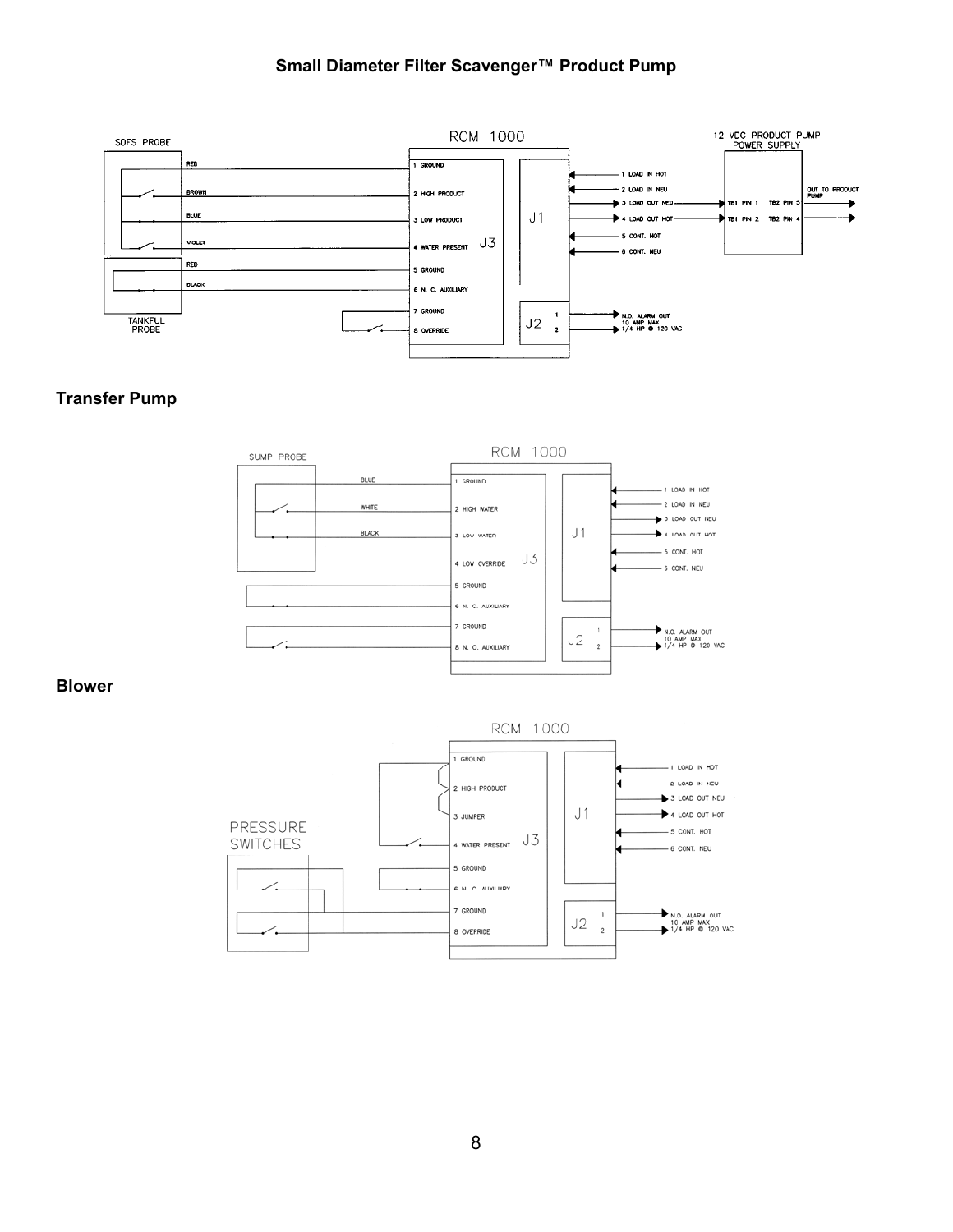## Small Diameter Filter Scavenger™ Product Pump

SDFS PROBE

RED
BROWN
BLUE
VIOLET

RED
BLACK

TANKFUL PROBE

RCM 1000

J3
1 GROUND
2 HIGH PRODUCT
3 LOW PRODUCT
4 WATER PRESENT
5 GROUND
6 N. C. AUXILIARY
7 GROUND
8 OVERRIDE

J1
1 LOAD IN HOT
2 LOAD IN NEU
3 LOAD OUT NEU
4 LOAD OUT HOT
5 CONT. HOT
6 CONT. NEU

J2
1
2
N.O. ALARM OUT
10 AMP MAX
1/4 HP @ 120 VAC

12 VDC PRODUCT PUMP POWER SUPPLY

TB1 PIN 1
TB1 PIN 2
TB2 PIN 3
TB2 PIN 4
OUT TO PRODUCT PUMP

## Transfer Pump

SUMP PROBE

BLUE
WHITE
BLACK

RCM 1000

J3
1 GROUND
2 HIGH WATER
3 LOW WATER
4 LOW OVERRIDE
5 GROUND
6 N. C. AUXILIARY
7 GROUND
8 N. O. AUXILIARY

J1
1 LOAD IN HOT
2 LOAD IN NEU
3 LOAD OUT NEU
4 LOAD OUT HOT
5 CONT. HOT
6 CONT. NEU

J2
1
2
N.O. ALARM OUT
10 AMP MAX
1/4 HP @ 120 VAC

## Blower

RCM 1000

PRESSURE SWITCHES

J3
1 GROUND
2 HIGH PRODUCT
3 JUMPER
4 WATER PRESENT
5 GROUND
6 N. C. AUXILIARY
7 GROUND
8 OVERRIDE

J1
1 LOAD IN HOT
2 LOAD IN NEU
3 LOAD OUT NEU
4 LOAD OUT HOT
5 CONT. HOT
6 CONT. NEU

J2
1
2
N.O. ALARM OUT
10 AMP MAX
1/4 HP @ 120 VAC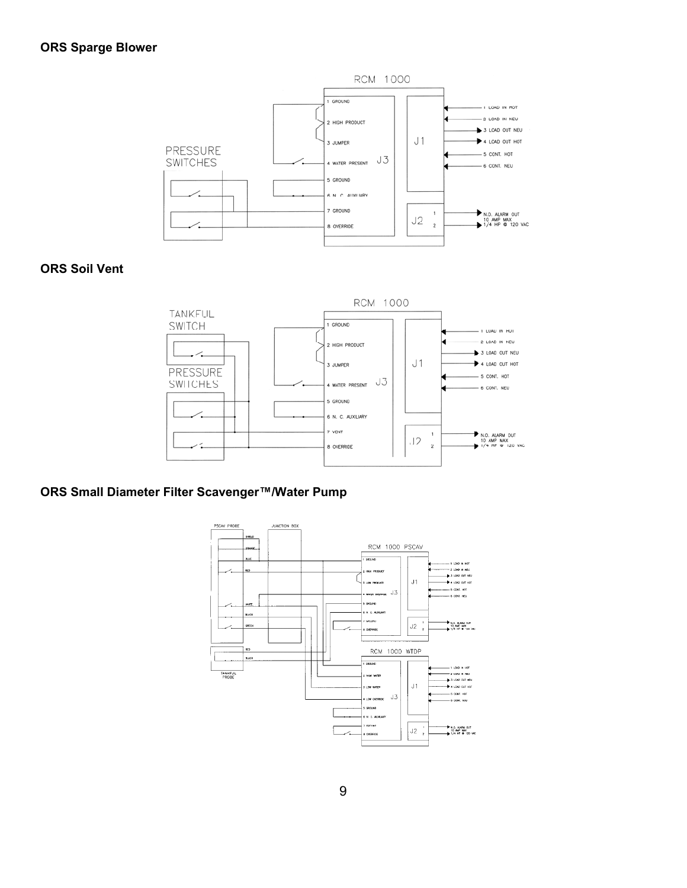### ORS Sparge Blower

### ORS Soil Vent

### ORS Small Diameter Filter Scavenger™/Water Pump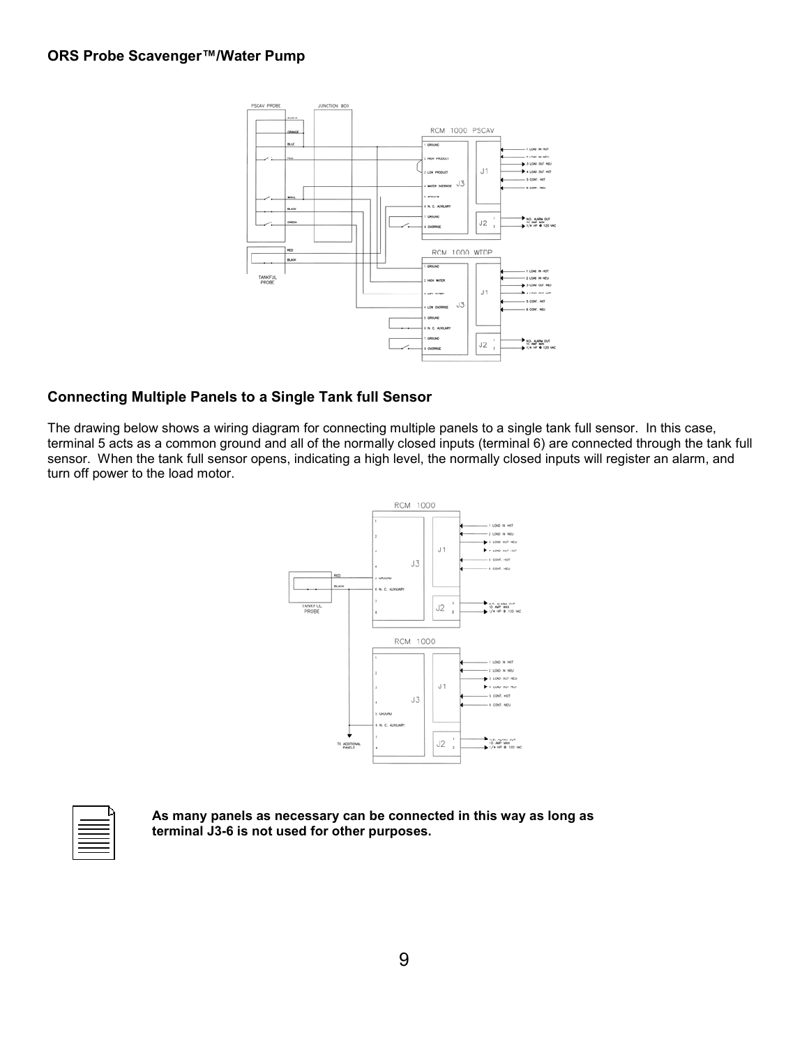## ORS Probe Scavenger™/Water Pump

## Connecting Multiple Panels to a Single Tank full Sensor

The drawing below shows a wiring diagram for connecting multiple panels to a single tank full sensor. In this case, terminal 5 acts as a common ground and all of the normally closed inputs (terminal 6) are connected through the tank full sensor. When the tank full sensor opens, indicating a high level, the normally closed inputs will register an alarm, and turn off power to the load motor.

**As many panels as necessary can be connected in this way as long as terminal J3-6 is not used for other purposes.**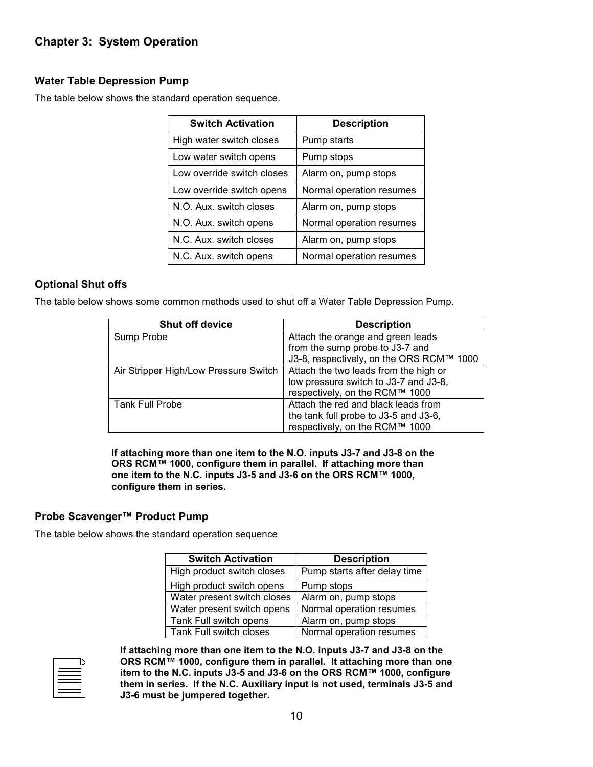## Chapter 3: System Operation

### Water Table Depression Pump

The table below shows the standard operation sequence.

| Switch Activation | Description |
| --- | --- |
| High water switch closes | Pump starts |
| Low water switch opens | Pump stops |
| Low override switch closes | Alarm on, pump stops |
| Low override switch opens | Normal operation resumes |
| N.O. Aux. switch closes | Alarm on, pump stops |
| N.O. Aux. switch opens | Normal operation resumes |
| N.C. Aux. switch closes | Alarm on, pump stops |
| N.C. Aux. switch opens | Normal operation resumes |

### Optional Shut offs

The table below shows some common methods used to shut off a Water Table Depression Pump.

| Shut off device | Description |
| --- | --- |
| Sump Probe | Attach the orange and green leads from the sump probe to J3-7 and J3-8, respectively, on the ORS RCM™ 1000 |
| Air Stripper High/Low Pressure Switch | Attach the two leads from the high or low pressure switch to J3-7 and J3-8, respectively, on the RCM™ 1000 |
| Tank Full Probe | Attach the red and black leads from the tank full probe to J3-5 and J3-6, respectively, on the RCM™ 1000 |

**If attaching more than one item to the N.O. inputs J3-7 and J3-8 on the ORS RCM™ 1000, configure them in parallel. If attaching more than one item to the N.C. inputs J3-5 and J3-6 on the ORS RCM™ 1000, configure them in series.**

### Probe Scavenger™ Product Pump

The table below shows the standard operation sequence

| Switch Activation | Description |
| --- | --- |
| High product switch closes | Pump starts after delay time |
| High product switch opens | Pump stops |
| Water present switch closes | Alarm on, pump stops |
| Water present switch opens | Normal operation resumes |
| Tank Full switch opens | Alarm on, pump stops |
| Tank Full switch closes | Normal operation resumes |

**If attaching more than one item to the N.O. inputs J3-7 and J3-8 on the ORS RCM™ 1000, configure them in parallel. It attaching more than one item to the N.C. inputs J3-5 and J3-6 on the ORS RCM™ 1000, configure them in series. If the N.C. Auxiliary input is not used, terminals J3-5 and J3-6 must be jumpered together.**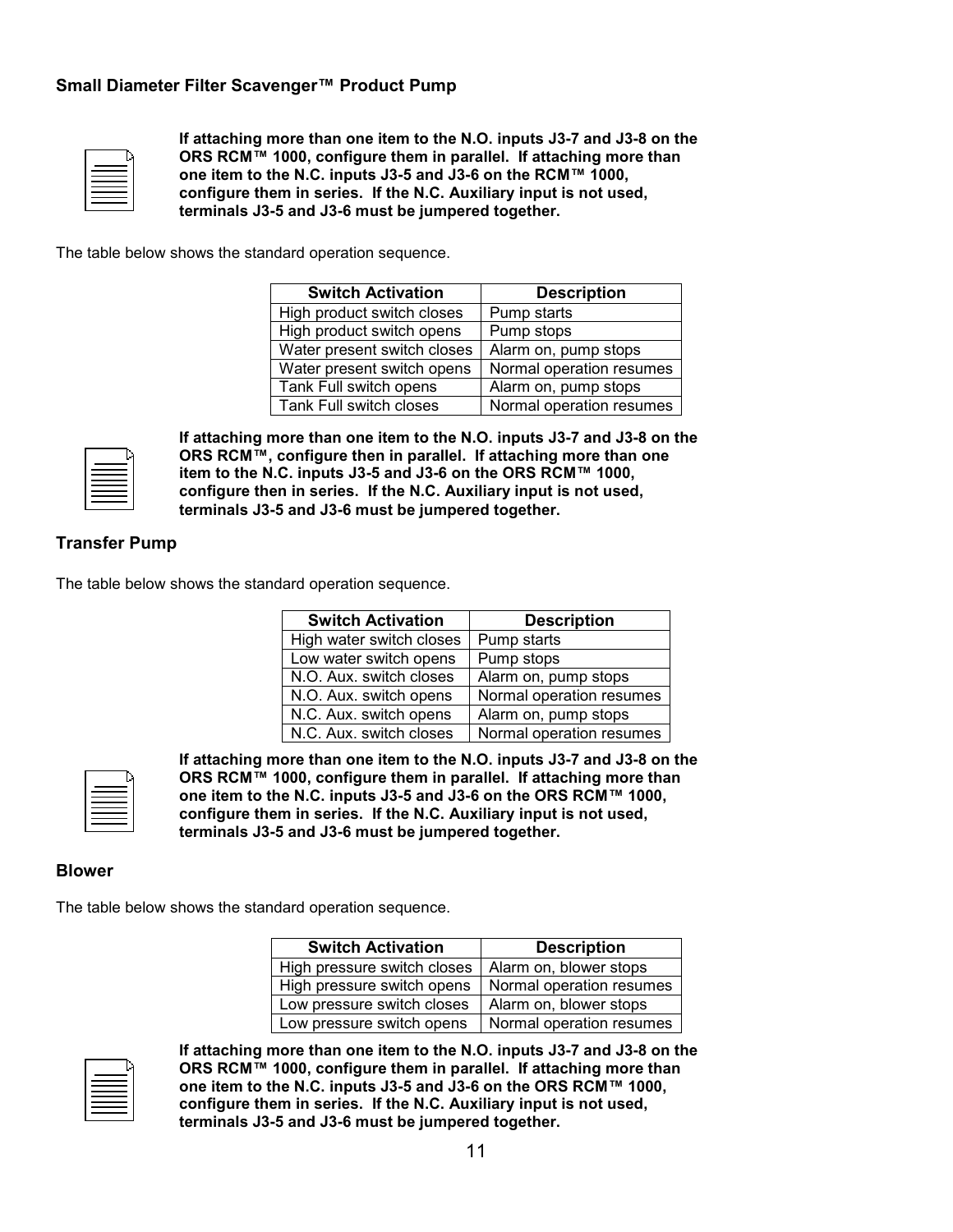## Small Diameter Filter Scavenger™ Product Pump

**If attaching more than one item to the N.O. inputs J3-7 and J3-8 on the ORS RCM™ 1000, configure them in parallel. If attaching more than one item to the N.C. inputs J3-5 and J3-6 on the RCM™ 1000, configure them in series. If the N.C. Auxiliary input is not used, terminals J3-5 and J3-6 must be jumpered together.**

The table below shows the standard operation sequence.

| Switch Activation | Description |
|---|---|
| High product switch closes | Pump starts |
| High product switch opens | Pump stops |
| Water present switch closes | Alarm on, pump stops |
| Water present switch opens | Normal operation resumes |
| Tank Full switch opens | Alarm on, pump stops |
| Tank Full switch closes | Normal operation resumes |

**If attaching more than one item to the N.O. inputs J3-7 and J3-8 on the ORS RCM™, configure then in parallel. If attaching more than one item to the N.C. inputs J3-5 and J3-6 on the ORS RCM™ 1000, configure then in series. If the N.C. Auxiliary input is not used, terminals J3-5 and J3-6 must be jumpered together.**

## Transfer Pump

The table below shows the standard operation sequence.

| Switch Activation | Description |
|---|---|
| High water switch closes | Pump starts |
| Low water switch opens | Pump stops |
| N.O. Aux. switch closes | Alarm on, pump stops |
| N.O. Aux. switch opens | Normal operation resumes |
| N.C. Aux. switch opens | Alarm on, pump stops |
| N.C. Aux. switch closes | Normal operation resumes |

**If attaching more than one item to the N.O. inputs J3-7 and J3-8 on the ORS RCM™ 1000, configure them in parallel. If attaching more than one item to the N.C. inputs J3-5 and J3-6 on the ORS RCM™ 1000, configure them in series. If the N.C. Auxiliary input is not used, terminals J3-5 and J3-6 must be jumpered together.**

## Blower

The table below shows the standard operation sequence.

| Switch Activation | Description |
|---|---|
| High pressure switch closes | Alarm on, blower stops |
| High pressure switch opens | Normal operation resumes |
| Low pressure switch closes | Alarm on, blower stops |
| Low pressure switch opens | Normal operation resumes |

**If attaching more than one item to the N.O. inputs J3-7 and J3-8 on the ORS RCM™ 1000, configure them in parallel. If attaching more than one item to the N.C. inputs J3-5 and J3-6 on the ORS RCM™ 1000, configure them in series. If the N.C. Auxiliary input is not used, terminals J3-5 and J3-6 must be jumpered together.**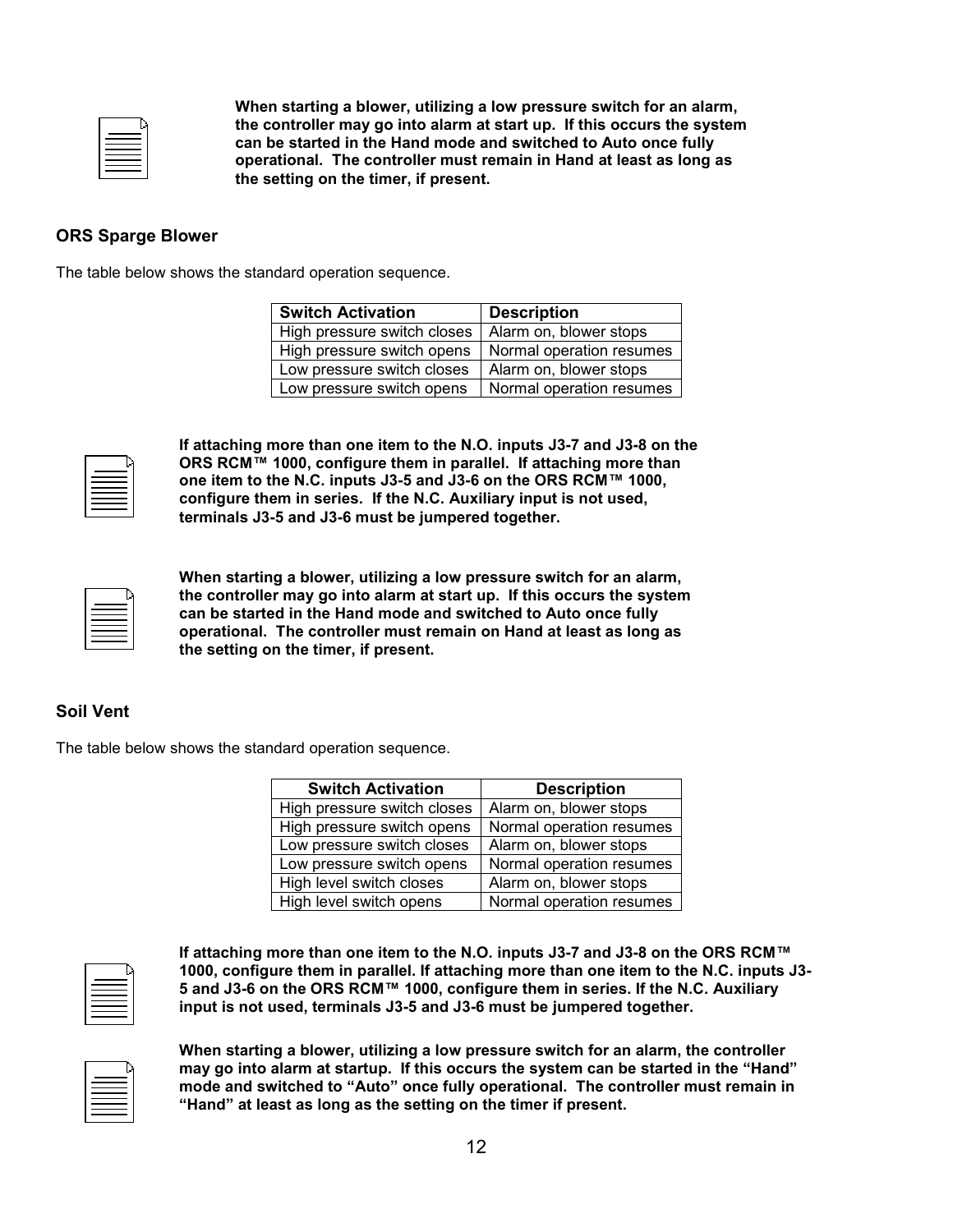**When starting a blower, utilizing a low pressure switch for an alarm, the controller may go into alarm at start up. If this occurs the system can be started in the Hand mode and switched to Auto once fully operational. The controller must remain in Hand at least as long as the setting on the timer, if present.**

### ORS Sparge Blower

The table below shows the standard operation sequence.

| Switch Activation | Description |
|---|---|
| High pressure switch closes | Alarm on, blower stops |
| High pressure switch opens | Normal operation resumes |
| Low pressure switch closes | Alarm on, blower stops |
| Low pressure switch opens | Normal operation resumes |

**If attaching more than one item to the N.O. inputs J3-7 and J3-8 on the ORS RCM™ 1000, configure them in parallel. If attaching more than one item to the N.C. inputs J3-5 and J3-6 on the ORS RCM™ 1000, configure them in series. If the N.C. Auxiliary input is not used, terminals J3-5 and J3-6 must be jumpered together.**

**When starting a blower, utilizing a low pressure switch for an alarm, the controller may go into alarm at start up. If this occurs the system can be started in the Hand mode and switched to Auto once fully operational. The controller must remain on Hand at least as long as the setting on the timer, if present.**

### Soil Vent

The table below shows the standard operation sequence.

| Switch Activation | Description |
|---|---|
| High pressure switch closes | Alarm on, blower stops |
| High pressure switch opens | Normal operation resumes |
| Low pressure switch closes | Alarm on, blower stops |
| Low pressure switch opens | Normal operation resumes |
| High level switch closes | Alarm on, blower stops |
| High level switch opens | Normal operation resumes |

**If attaching more than one item to the N.O. inputs J3-7 and J3-8 on the ORS RCM™ 1000, configure them in parallel. If attaching more than one item to the N.C. inputs J3-5 and J3-6 on the ORS RCM™ 1000, configure them in series. If the N.C. Auxiliary input is not used, terminals J3-5 and J3-6 must be jumpered together.**

**When starting a blower, utilizing a low pressure switch for an alarm, the controller may go into alarm at startup. If this occurs the system can be started in the "Hand" mode and switched to "Auto" once fully operational. The controller must remain in "Hand" at least as long as the setting on the timer if present.**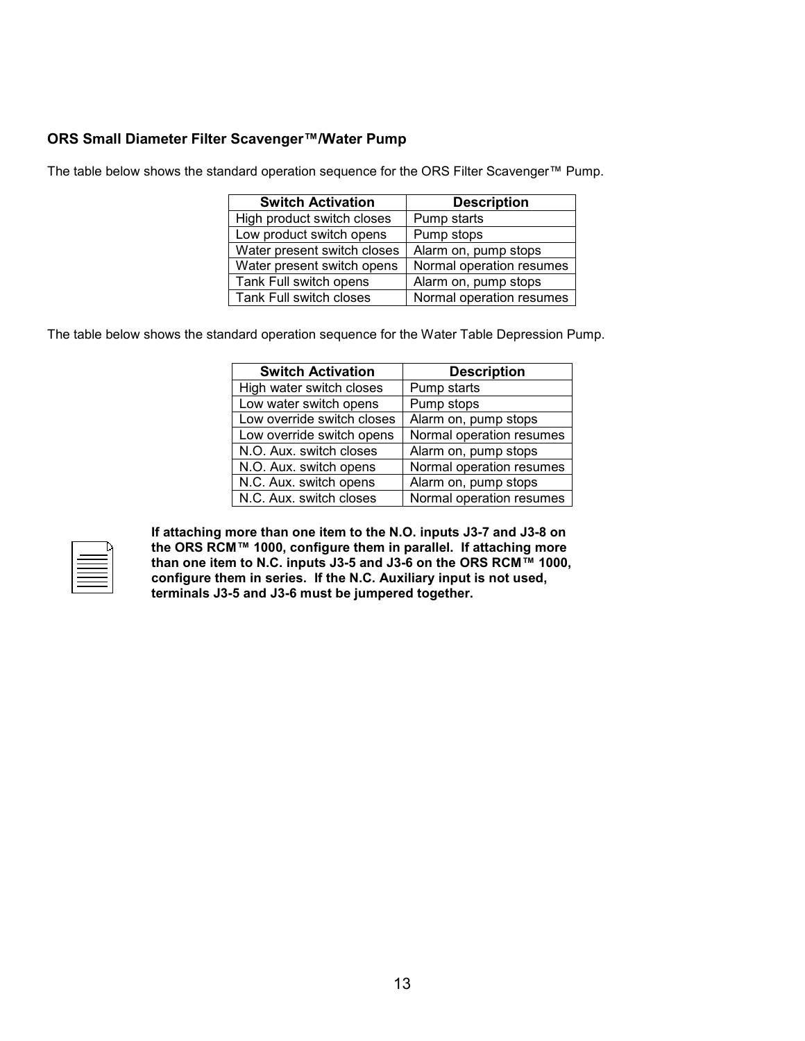### ORS Small Diameter Filter Scavenger™/Water Pump

The table below shows the standard operation sequence for the ORS Filter Scavenger™ Pump.

| Switch Activation | Description |
|---|---|
| High product switch closes | Pump starts |
| Low product switch opens | Pump stops |
| Water present switch closes | Alarm on, pump stops |
| Water present switch opens | Normal operation resumes |
| Tank Full switch opens | Alarm on, pump stops |
| Tank Full switch closes | Normal operation resumes |

The table below shows the standard operation sequence for the Water Table Depression Pump.

| Switch Activation | Description |
|---|---|
| High water switch closes | Pump starts |
| Low water switch opens | Pump stops |
| Low override switch closes | Alarm on, pump stops |
| Low override switch opens | Normal operation resumes |
| N.O. Aux. switch closes | Alarm on, pump stops |
| N.O. Aux. switch opens | Normal operation resumes |
| N.C. Aux. switch opens | Alarm on, pump stops |
| N.C. Aux. switch closes | Normal operation resumes |

**If attaching more than one item to the N.O. inputs J3-7 and J3-8 on the ORS RCM™ 1000, configure them in parallel. If attaching more than one item to N.C. inputs J3-5 and J3-6 on the ORS RCM™ 1000, configure them in series. If the N.C. Auxiliary input is not used, terminals J3-5 and J3-6 must be jumpered together.**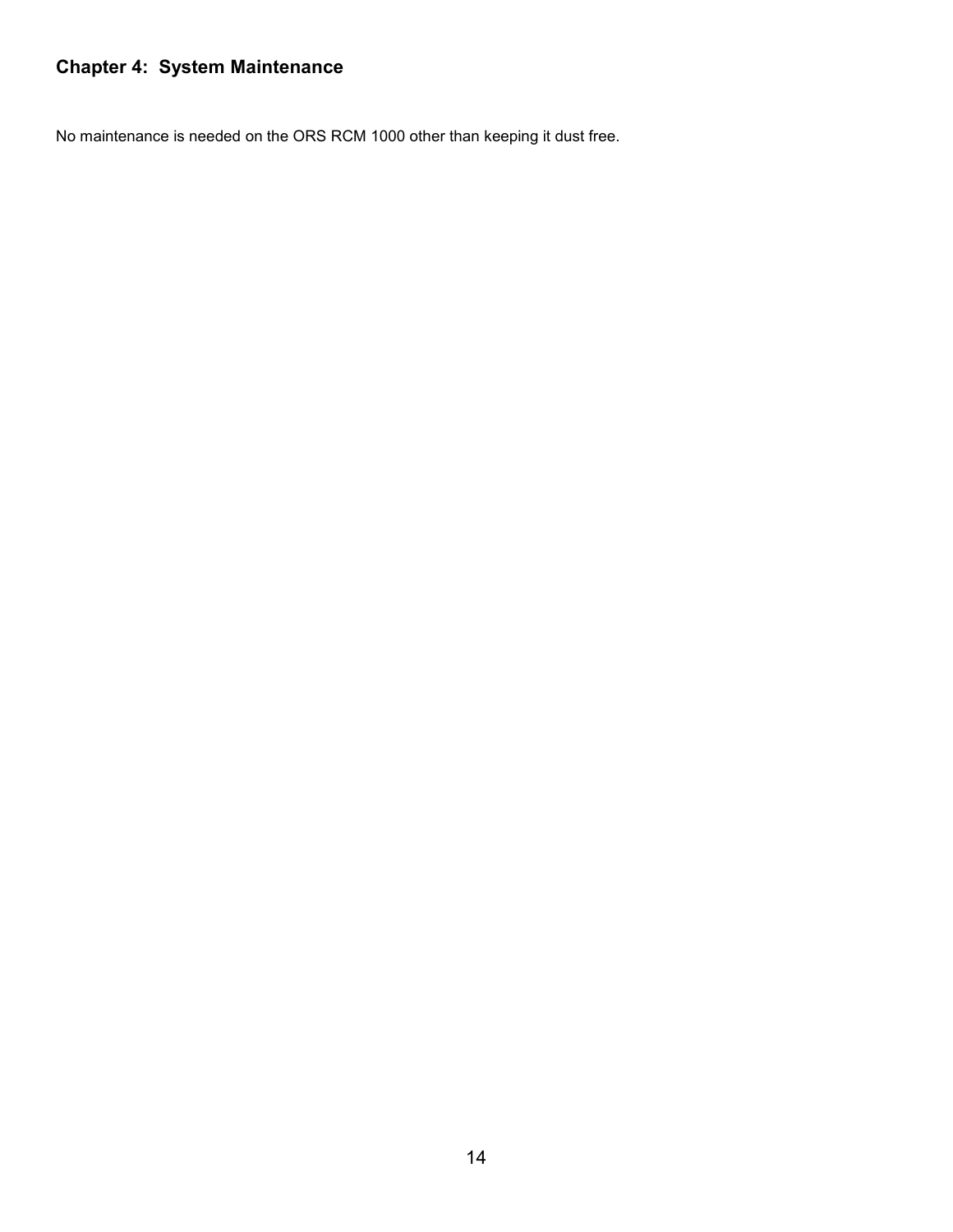## Chapter 4: System Maintenance

No maintenance is needed on the ORS RCM 1000 other than keeping it dust free.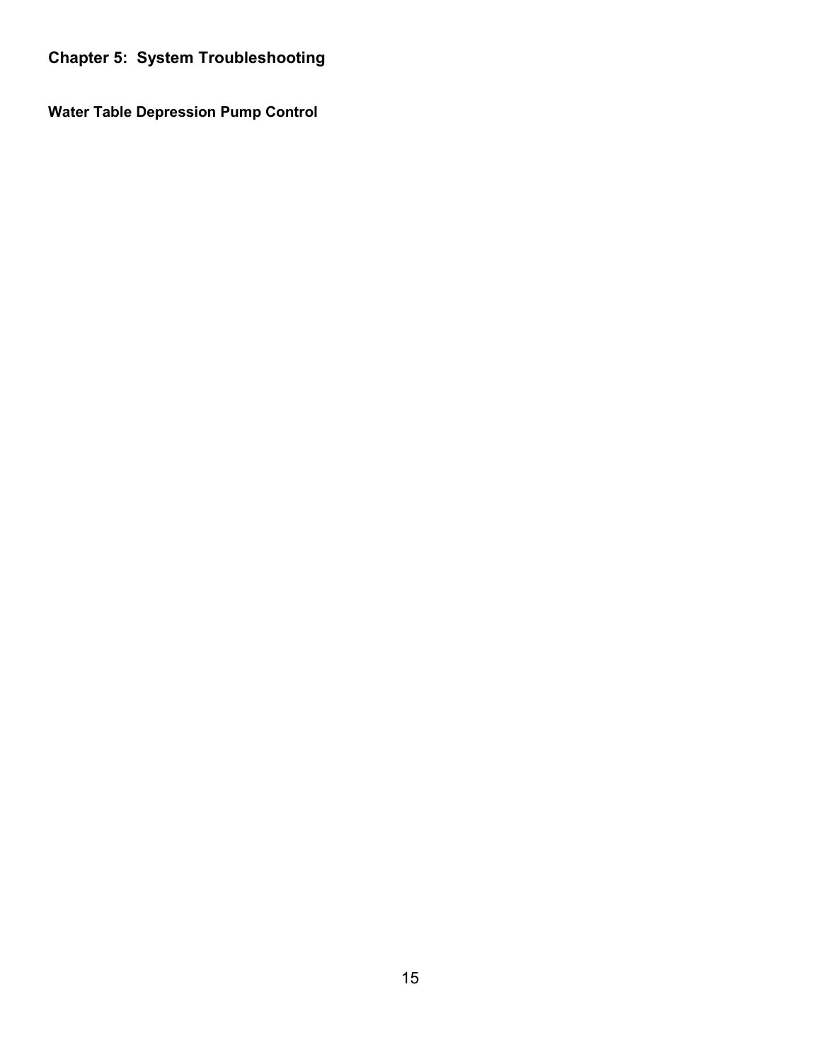## Chapter 5: System Troubleshooting

### Water Table Depression Pump Control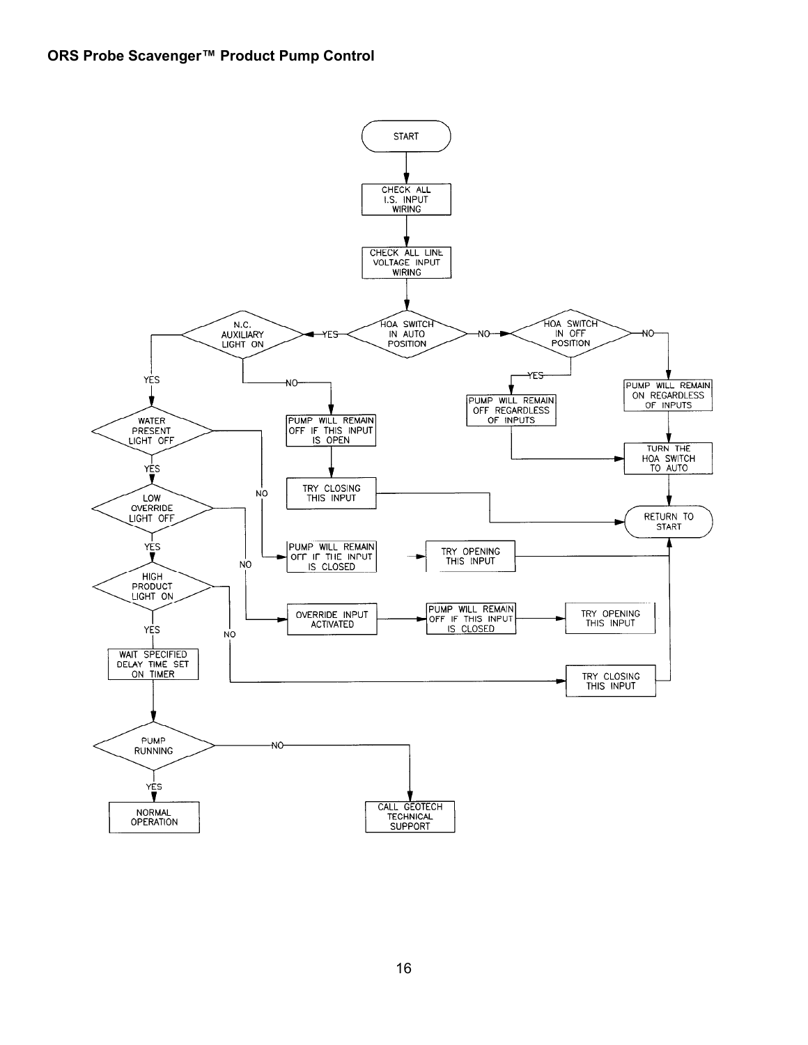**ORS Probe Scavenger™ Product Pump Control**

START

CHECK ALL I.S. INPUT WIRING

CHECK ALL LINE VOLTAGE INPUT WIRING

HOA SWITCH IN AUTO POSITION — YES → N.C. AUXILIARY LIGHT ON; NO → HOA SWITCH IN OFF POSITION

HOA SWITCH IN OFF POSITION — YES → PUMP WILL REMAIN OFF REGARDLESS OF INPUTS → TURN THE HOA SWITCH TO AUTO → RETURN TO START; NO → PUMP WILL REMAIN ON REGARDLESS OF INPUTS → TURN THE HOA SWITCH TO AUTO → RETURN TO START

N.C. AUXILIARY LIGHT ON — NO → PUMP WILL REMAIN OFF IF THIS INPUT IS OPEN → TRY CLOSING THIS INPUT → RETURN TO START; YES → WATER PRESENT LIGHT OFF

WATER PRESENT LIGHT OFF — NO → PUMP WILL REMAIN OFF IF THE INPUT IS CLOSED → TRY OPENING THIS INPUT → RETURN TO START; YES → LOW OVERRIDE LIGHT OFF

LOW OVERRIDE LIGHT OFF — NO → OVERRIDE INPUT ACTIVATED → PUMP WILL REMAIN OFF IF THIS INPUT IS CLOSED → TRY OPENING THIS INPUT; YES → HIGH PRODUCT LIGHT ON

HIGH PRODUCT LIGHT ON — NO → TRY CLOSING THIS INPUT → RETURN TO START; YES → WAIT SPECIFIED DELAY TIME SET ON TIMER

PUMP RUNNING — YES → NORMAL OPERATION; NO → CALL GEOTECH TECHNICAL SUPPORT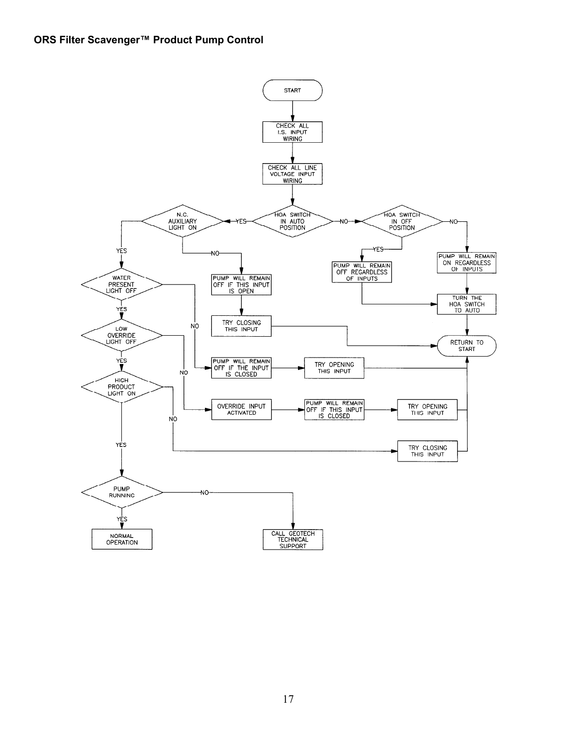**ORS Filter Scavenger™ Product Pump Control**

START

CHECK ALL I.S. INPUT WIRING

CHECK ALL LINE VOLTAGE INPUT WIRING

HOA SWITCH IN AUTO POSITION

- YES → N.C. AUXILIARY LIGHT ON
- NO → HOA SWITCH IN OFF POSITION

HOA SWITCH IN OFF POSITION

- YES → PUMP WILL REMAIN OFF REGARDLESS OF INPUTS → TURN THE HOA SWITCH TO AUTO → RETURN TO START
- NO → PUMP WILL REMAIN ON REGARDLESS OF INPUTS → TURN THE HOA SWITCH TO AUTO → RETURN TO START

N.C. AUXILIARY LIGHT ON

- NO → PUMP WILL REMAIN OFF IF THIS INPUT IS OPEN → TRY CLOSING THIS INPUT → RETURN TO START
- YES → WATER PRESENT LIGHT OFF

WATER PRESENT LIGHT OFF

- NO → PUMP WILL REMAIN OFF IF THE INPUT IS CLOSED → TRY OPENING THIS INPUT → RETURN TO START
- YES → LOW OVERRIDE LIGHT OFF

LOW OVERRIDE LIGHT OFF

- NO → OVERRIDE INPUT ACTIVATED → PUMP WILL REMAIN OFF IF THIS INPUT IS CLOSED → TRY OPENING THIS INPUT → RETURN TO START
- YES → HIGH PRODUCT LIGHT ON

HIGH PRODUCT LIGHT ON

- NO → TRY CLOSING THIS INPUT → RETURN TO START
- YES → PUMP RUNNING

PUMP RUNNING

- YES → NORMAL OPERATION
- NO → CALL GEOTECH TECHNICAL SUPPORT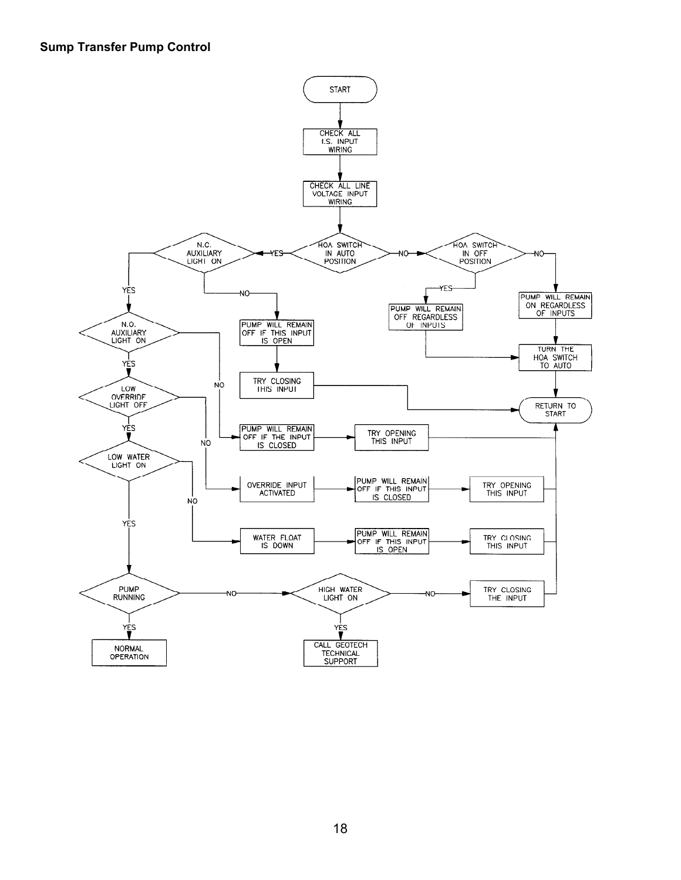## Sump Transfer Pump Control

START

1. CHECK ALL I.S. INPUT WIRING
2. CHECK ALL LINE VOLTAGE INPUT WIRING
3. HOA SWITCH IN AUTO POSITION?
   - NO → HOA SWITCH IN OFF POSITION?
     - YES → PUMP WILL REMAIN OFF REGARDLESS OF INPUTS → TURN THE HOA SWITCH TO AUTO → RETURN TO START
     - NO → PUMP WILL REMAIN ON REGARDLESS OF INPUTS → TURN THE HOA SWITCH TO AUTO → RETURN TO START
   - YES → N.C. AUXILIARY LIGHT ON?
     - NO → PUMP WILL REMAIN OFF IF THIS INPUT IS OPEN → TRY CLOSING THIS INPUT → RETURN TO START
     - YES → N.O. AUXILIARY LIGHT ON?
       - NO → PUMP WILL REMAIN OFF IF THE INPUT IS CLOSED → TRY OPENING THIS INPUT → RETURN TO START
       - YES → LOW OVERRIDE LIGHT OFF?
         - NO → OVERRIDE INPUT ACTIVATED → PUMP WILL REMAIN OFF IF THIS INPUT IS CLOSED → TRY OPENING THIS INPUT → RETURN TO START
         - YES → LOW WATER LIGHT ON?
           - NO → WATER FLOAT IS DOWN → PUMP WILL REMAIN OFF IF THIS INPUT IS OPEN → TRY CLOSING THIS INPUT → RETURN TO START
           - YES → PUMP RUNNING?
             - YES → NORMAL OPERATION
             - NO → HIGH WATER LIGHT ON?
               - YES → CALL GEOTECH TECHNICAL SUPPORT
               - NO → TRY CLOSING THE INPUT → RETURN TO START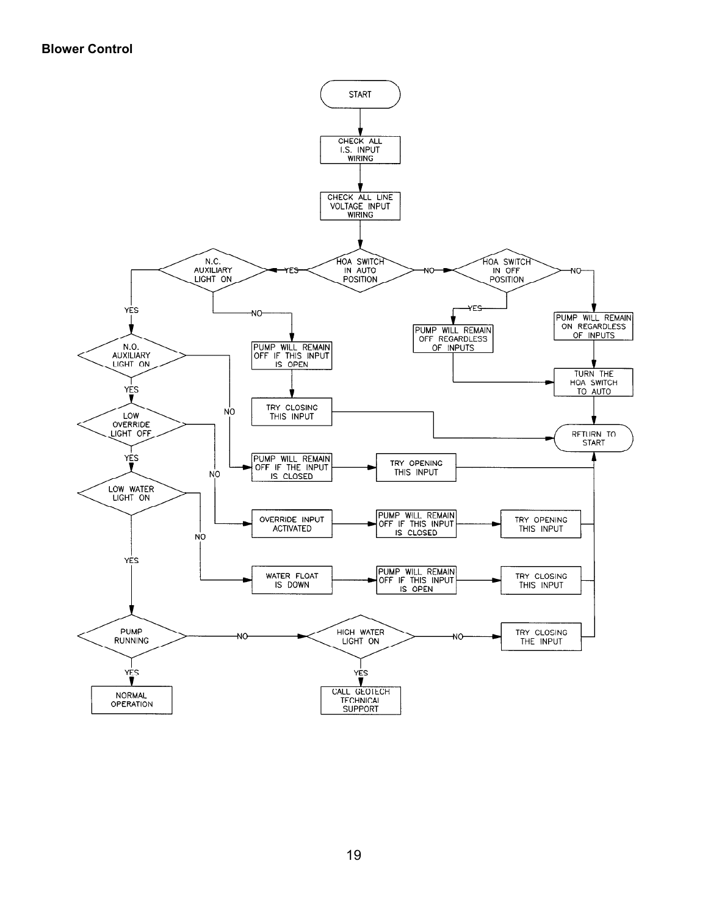**Blower Control**

START

CHECK ALL I.S. INPUT WIRING

CHECK ALL LINE VOLTAGE INPUT WIRING

HOA SWITCH IN AUTO POSITION

- YES → N.C. AUXILIARY LIGHT ON
  - YES → N.O. AUXILIARY LIGHT ON
    - YES → LOW OVERRIDE LIGHT OFF
      - YES → LOW WATER LIGHT ON
        - YES → PUMP RUNNING
          - YES → NORMAL OPERATION
          - NO → HIGH WATER LIGHT ON
            - YES → CALL GEOTECH TECHNICAL SUPPORT
            - NO → TRY CLOSING THE INPUT → RETURN TO START
        - NO → WATER FLOAT IS DOWN → PUMP WILL REMAIN OFF IF THIS INPUT IS OPEN → TRY CLOSING THIS INPUT → RETURN TO START
      - NO → OVERRIDE INPUT ACTIVATED → PUMP WILL REMAIN OFF IF THIS INPUT IS CLOSED → TRY OPENING THIS INPUT → RETURN TO START
    - NO → PUMP WILL REMAIN OFF IF THE INPUT IS CLOSED → TRY OPENING THIS INPUT → RETURN TO START
  - NO → PUMP WILL REMAIN OFF IF THIS INPUT IS OPEN → TRY CLOSING THIS INPUT → RETURN TO START
- NO → HOA SWITCH IN OFF POSITION
  - YES → PUMP WILL REMAIN OFF REGARDLESS OF INPUTS → TURN THE HOA SWITCH TO AUTO → RETURN TO START
  - NO → PUMP WILL REMAIN ON REGARDLESS OF INPUTS → TURN THE HOA SWITCH TO AUTO → RETURN TO START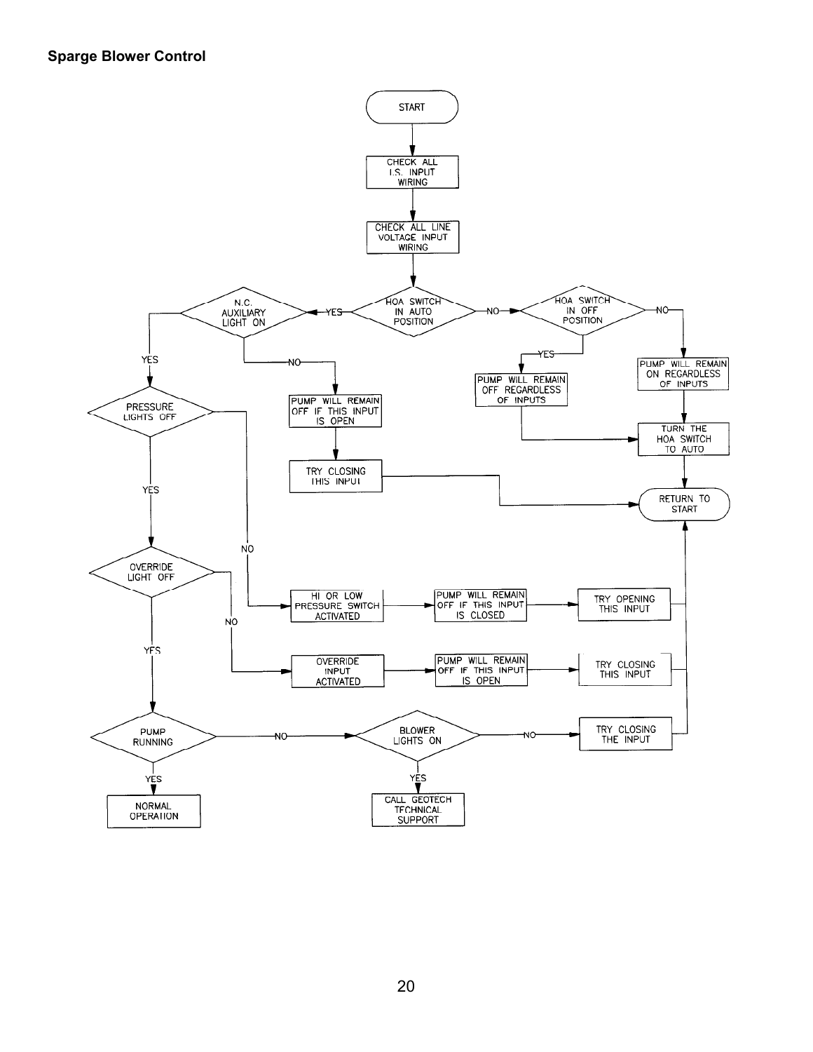**Sparge Blower Control**

START

CHECK ALL I.S. INPUT WIRING

CHECK ALL LINE VOLTAGE INPUT WIRING

HOA SWITCH IN AUTO POSITION — YES → N.C. AUXILIARY LIGHT ON; NO → HOA SWITCH IN OFF POSITION

HOA SWITCH IN OFF POSITION — YES → PUMP WILL REMAIN OFF REGARDLESS OF INPUTS → TURN THE HOA SWITCH TO AUTO; NO → PUMP WILL REMAIN ON REGARDLESS OF INPUTS → TURN THE HOA SWITCH TO AUTO

TURN THE HOA SWITCH TO AUTO → RETURN TO START

N.C. AUXILIARY LIGHT ON — YES → PRESSURE LIGHTS OFF; NO → PUMP WILL REMAIN OFF IF THIS INPUT IS OPEN → TRY CLOSING THIS INPUT → RETURN TO START

PRESSURE LIGHTS OFF — YES → OVERRIDE LIGHT OFF; NO → HI OR LOW PRESSURE SWITCH ACTIVATED → PUMP WILL REMAIN OFF IF THIS INPUT IS CLOSED → TRY OPENING THIS INPUT → RETURN TO START

OVERRIDE LIGHT OFF — YES → PUMP RUNNING; NO → OVERRIDE INPUT ACTIVATED → PUMP WILL REMAIN OFF IF THIS INPUT IS OPEN → TRY CLOSING THIS INPUT → RETURN TO START

PUMP RUNNING — YES → NORMAL OPERATION; NO → BLOWER LIGHTS ON

BLOWER LIGHTS ON — YES → CALL GEOTECH TECHNICAL SUPPORT; NO → TRY CLOSING THE INPUT → RETURN TO START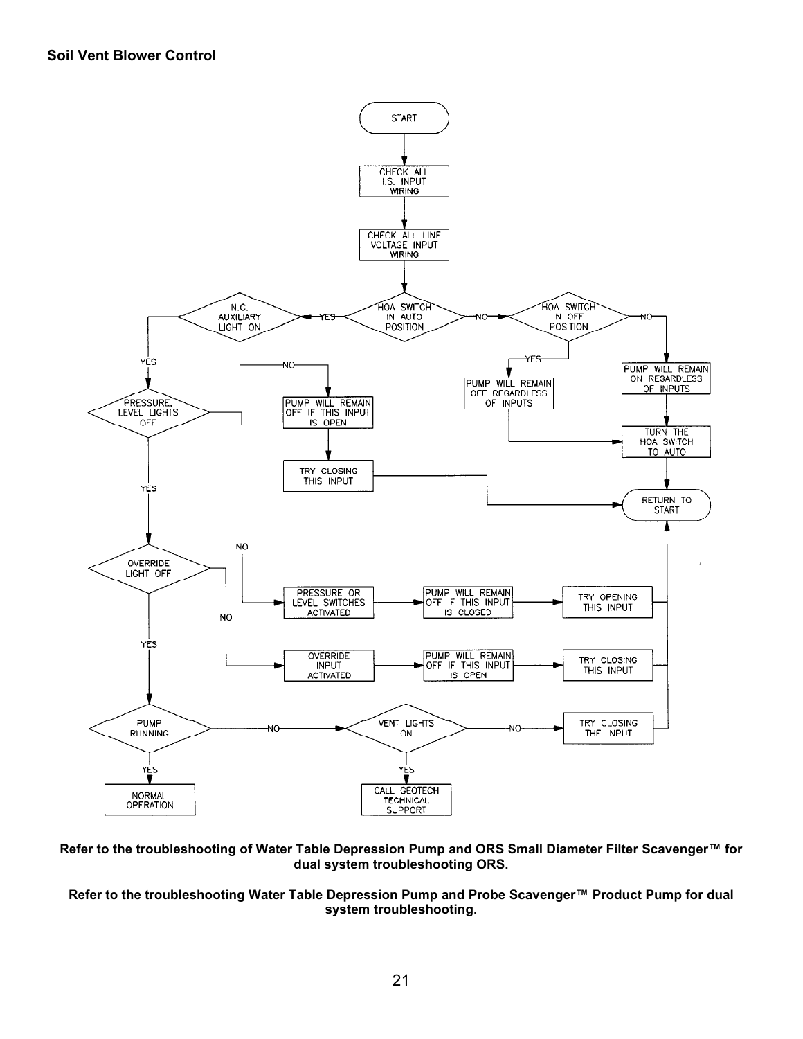**Soil Vent Blower Control**

- START
- CHECK ALL I.S. INPUT WIRING
- CHECK ALL LINE VOLTAGE INPUT WIRING
- HOA SWITCH IN AUTO POSITION
  - YES → N.C. AUXILIARY LIGHT ON
    - YES → PRESSURE, LEVEL LIGHTS OFF
      - YES → OVERRIDE LIGHT OFF
        - YES → PUMP RUNNING
          - YES → NORMAL OPERATION
          - NO → VENT LIGHTS ON
            - YES → CALL GEOTECH TECHNICAL SUPPORT
            - NO → TRY CLOSING THE INPUT → RETURN TO START
        - NO → OVERRIDE INPUT ACTIVATED → PUMP WILL REMAIN OFF IF THIS INPUT IS OPEN → TRY CLOSING THIS INPUT → RETURN TO START
      - NO → PRESSURE OR LEVEL SWITCHES ACTIVATED → PUMP WILL REMAIN OFF IF THIS INPUT IS CLOSED → TRY OPENING THIS INPUT → RETURN TO START
    - NO → PUMP WILL REMAIN OFF IF THIS INPUT IS OPEN → TRY CLOSING THIS INPUT → RETURN TO START
  - NO → HOA SWITCH IN OFF POSITION
    - YES → PUMP WILL REMAIN OFF REGARDLESS OF INPUTS → TURN THE HOA SWITCH TO AUTO → RETURN TO START
    - NO → PUMP WILL REMAIN ON REGARDLESS OF INPUTS → TURN THE HOA SWITCH TO AUTO → RETURN TO START

**Refer to the troubleshooting of Water Table Depression Pump and ORS Small Diameter Filter Scavenger™ for dual system troubleshooting ORS.**

**Refer to the troubleshooting Water Table Depression Pump and Probe Scavenger™ Product Pump for dual system troubleshooting.**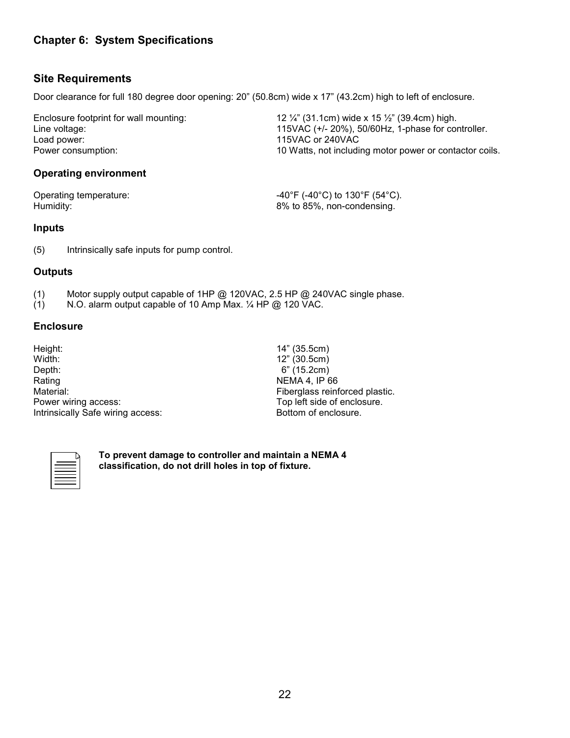## Chapter 6: System Specifications

### Site Requirements

Door clearance for full 180 degree door opening: 20" (50.8cm) wide x 17" (43.2cm) high to left of enclosure.

| | |
|---|---|
| Enclosure footprint for wall mounting: | 12 ¼" (31.1cm) wide x 15 ½" (39.4cm) high. |
| Line voltage: | 115VAC (+/- 20%), 50/60Hz, 1-phase for controller. |
| Load power: | 115VAC or 240VAC |
| Power consumption: | 10 Watts, not including motor power or contactor coils. |

### Operating environment

| | |
|---|---|
| Operating temperature: | -40°F (-40°C) to 130°F (54°C). |
| Humidity: | 8% to 85%, non-condensing. |

### Inputs

(5) Intrinsically safe inputs for pump control.

### Outputs

(1) Motor supply output capable of 1HP @ 120VAC, 2.5 HP @ 240VAC single phase.
(1) N.O. alarm output capable of 10 Amp Max. ¼ HP @ 120 VAC.

### Enclosure

| | |
|---|---|
| Height: | 14" (35.5cm) |
| Width: | 12" (30.5cm) |
| Depth: | 6" (15.2cm) |
| Rating | NEMA 4, IP 66 |
| Material: | Fiberglass reinforced plastic. |
| Power wiring access: | Top left side of enclosure. |
| Intrinsically Safe wiring access: | Bottom of enclosure. |

**To prevent damage to controller and maintain a NEMA 4 classification, do not drill holes in top of fixture.**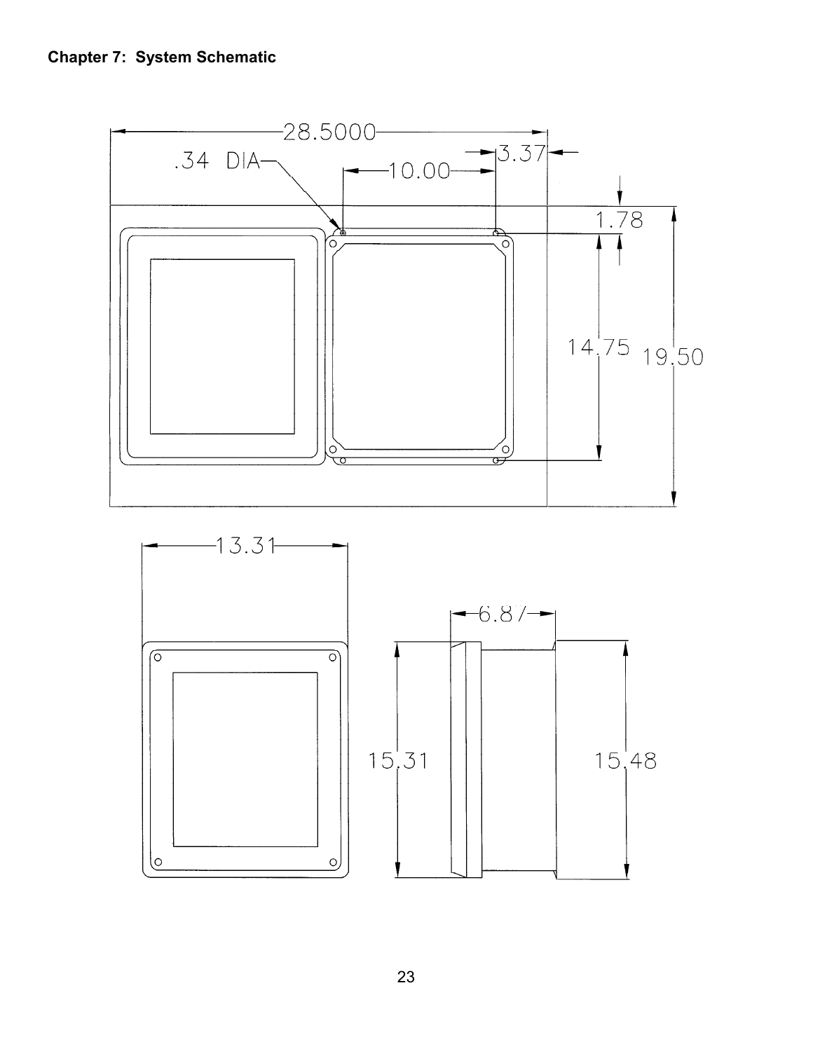# Chapter 7: System Schematic

28.5000

.34 DIA

10.00

3.37

1.78

14.75

19.50

13.31

6.87

15.31

15.48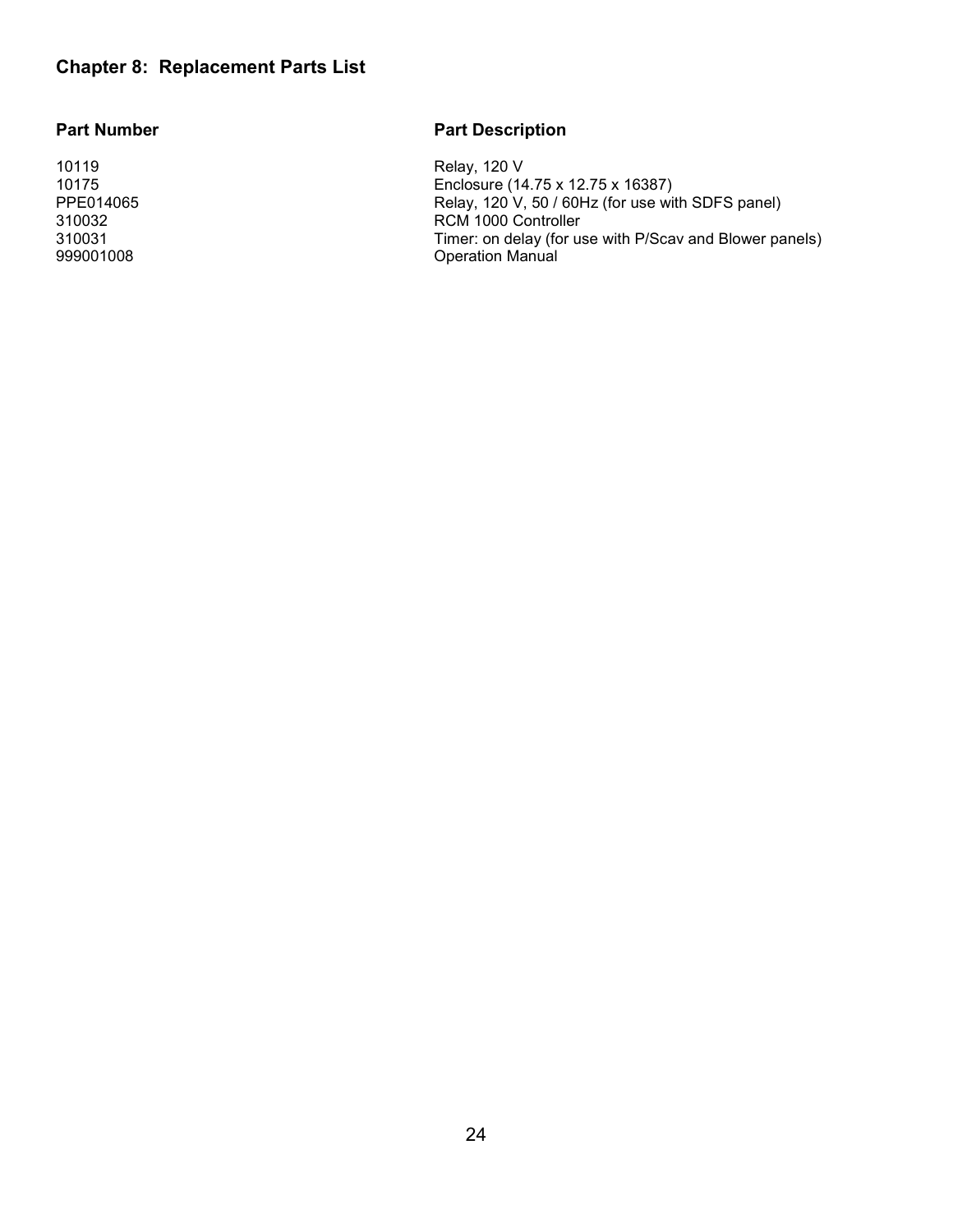## Chapter 8: Replacement Parts List

| Part Number | Part Description |
| --- | --- |
| 10119 | Relay, 120 V |
| 10175 | Enclosure (14.75 x 12.75 x 16387) |
| PPE014065 | Relay, 120 V, 50 / 60Hz (for use with SDFS panel) |
| 310032 | RCM 1000 Controller |
| 310031 | Timer: on delay (for use with P/Scav and Blower panels) |
| 999001008 | Operation Manual |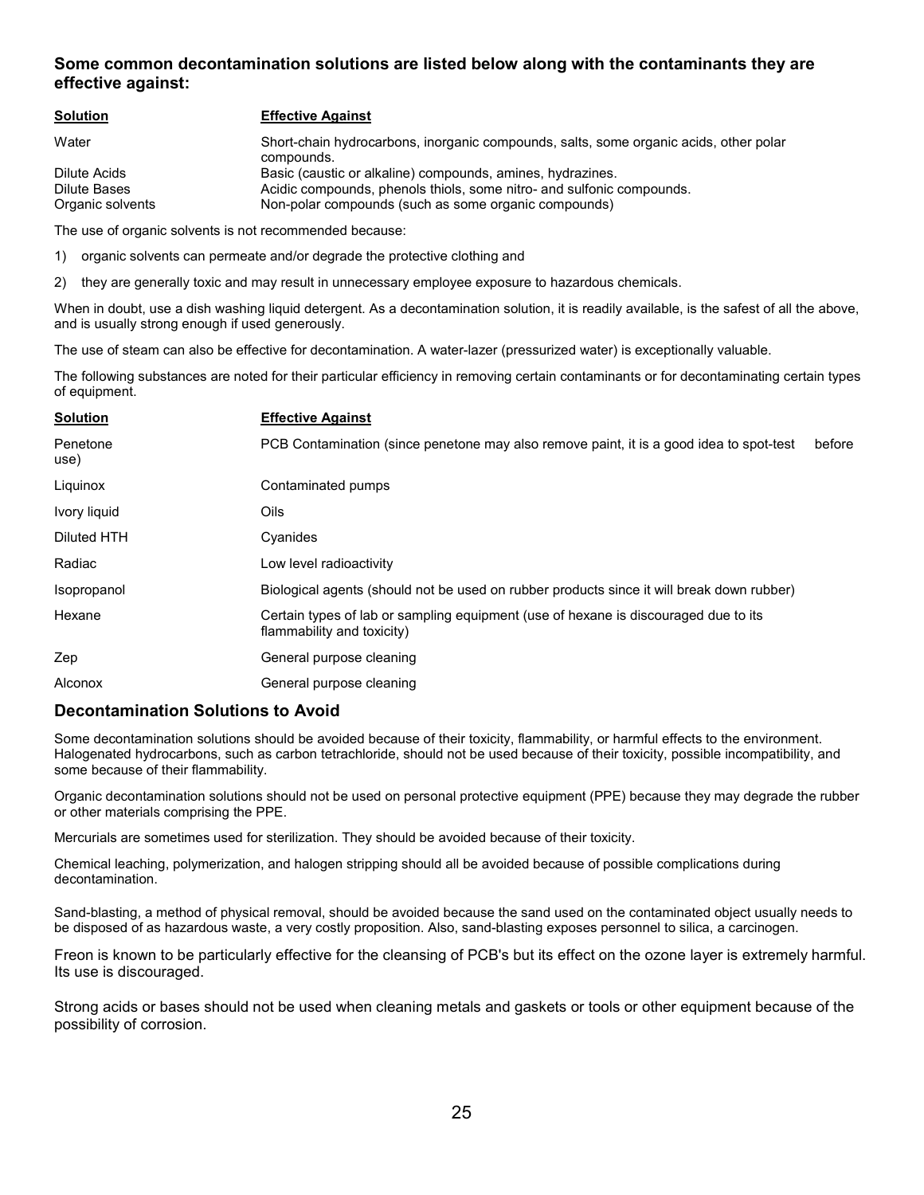**Some common decontamination solutions are listed below along with the contaminants they are effective against:**

| Solution | Effective Against |
|---|---|
| Water | Short-chain hydrocarbons, inorganic compounds, salts, some organic acids, other polar compounds. |
| Dilute Acids | Basic (caustic or alkaline) compounds, amines, hydrazines. |
| Dilute Bases | Acidic compounds, phenols thiols, some nitro- and sulfonic compounds. |
| Organic solvents | Non-polar compounds (such as some organic compounds) |

The use of organic solvents is not recommended because:

1) organic solvents can permeate and/or degrade the protective clothing and

2) they are generally toxic and may result in unnecessary employee exposure to hazardous chemicals.

When in doubt, use a dish washing liquid detergent. As a decontamination solution, it is readily available, is the safest of all the above, and is usually strong enough if used generously.

The use of steam can also be effective for decontamination. A water-lazer (pressurized water) is exceptionally valuable.

The following substances are noted for their particular efficiency in removing certain contaminants or for decontaminating certain types of equipment.

| Solution | Effective Against |
|---|---|
| Penetone | PCB Contamination (since penetone may also remove paint, it is a good idea to spot-test before use) |
| Liquinox | Contaminated pumps |
| Ivory liquid | Oils |
| Diluted HTH | Cyanides |
| Radiac | Low level radioactivity |
| Isopropanol | Biological agents (should not be used on rubber products since it will break down rubber) |
| Hexane | Certain types of lab or sampling equipment (use of hexane is discouraged due to its flammability and toxicity) |
| Zep | General purpose cleaning |
| Alconox | General purpose cleaning |

## Decontamination Solutions to Avoid

Some decontamination solutions should be avoided because of their toxicity, flammability, or harmful effects to the environment. Halogenated hydrocarbons, such as carbon tetrachloride, should not be used because of their toxicity, possible incompatibility, and some because of their flammability.

Organic decontamination solutions should not be used on personal protective equipment (PPE) because they may degrade the rubber or other materials comprising the PPE.

Mercurials are sometimes used for sterilization. They should be avoided because of their toxicity.

Chemical leaching, polymerization, and halogen stripping should all be avoided because of possible complications during decontamination.

Sand-blasting, a method of physical removal, should be avoided because the sand used on the contaminated object usually needs to be disposed of as hazardous waste, a very costly proposition. Also, sand-blasting exposes personnel to silica, a carcinogen.

Freon is known to be particularly effective for the cleansing of PCB's but its effect on the ozone layer is extremely harmful. Its use is discouraged.

Strong acids or bases should not be used when cleaning metals and gaskets or tools or other equipment because of the possibility of corrosion.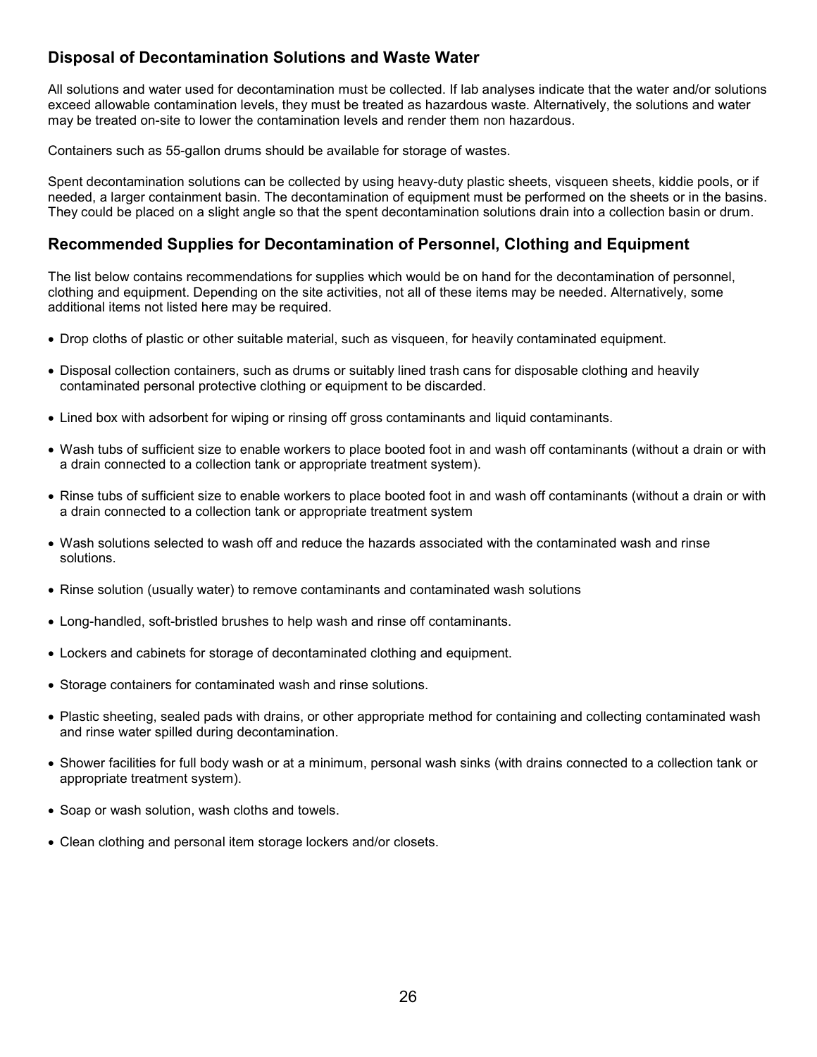## Disposal of Decontamination Solutions and Waste Water

All solutions and water used for decontamination must be collected. If lab analyses indicate that the water and/or solutions exceed allowable contamination levels, they must be treated as hazardous waste. Alternatively, the solutions and water may be treated on-site to lower the contamination levels and render them non hazardous.

Containers such as 55-gallon drums should be available for storage of wastes.

Spent decontamination solutions can be collected by using heavy-duty plastic sheets, visqueen sheets, kiddie pools, or if needed, a larger containment basin. The decontamination of equipment must be performed on the sheets or in the basins. They could be placed on a slight angle so that the spent decontamination solutions drain into a collection basin or drum.

## Recommended Supplies for Decontamination of Personnel, Clothing and Equipment

The list below contains recommendations for supplies which would be on hand for the decontamination of personnel, clothing and equipment. Depending on the site activities, not all of these items may be needed. Alternatively, some additional items not listed here may be required.

- Drop cloths of plastic or other suitable material, such as visqueen, for heavily contaminated equipment.
- Disposal collection containers, such as drums or suitably lined trash cans for disposable clothing and heavily contaminated personal protective clothing or equipment to be discarded.
- Lined box with adsorbent for wiping or rinsing off gross contaminants and liquid contaminants.
- Wash tubs of sufficient size to enable workers to place booted foot in and wash off contaminants (without a drain or with a drain connected to a collection tank or appropriate treatment system).
- Rinse tubs of sufficient size to enable workers to place booted foot in and wash off contaminants (without a drain or with a drain connected to a collection tank or appropriate treatment system
- Wash solutions selected to wash off and reduce the hazards associated with the contaminated wash and rinse solutions.
- Rinse solution (usually water) to remove contaminants and contaminated wash solutions
- Long-handled, soft-bristled brushes to help wash and rinse off contaminants.
- Lockers and cabinets for storage of decontaminated clothing and equipment.
- Storage containers for contaminated wash and rinse solutions.
- Plastic sheeting, sealed pads with drains, or other appropriate method for containing and collecting contaminated wash and rinse water spilled during decontamination.
- Shower facilities for full body wash or at a minimum, personal wash sinks (with drains connected to a collection tank or appropriate treatment system).
- Soap or wash solution, wash cloths and towels.
- Clean clothing and personal item storage lockers and/or closets.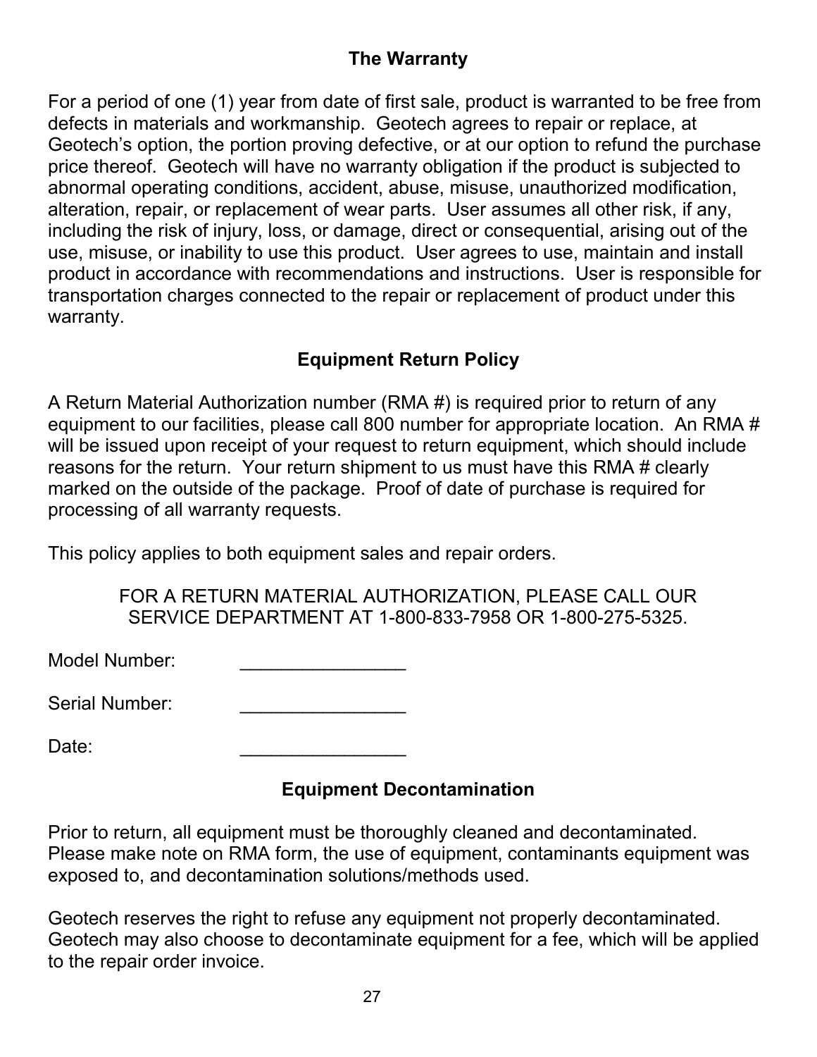## The Warranty

For a period of one (1) year from date of first sale, product is warranted to be free from defects in materials and workmanship. Geotech agrees to repair or replace, at Geotech's option, the portion proving defective, or at our option to refund the purchase price thereof. Geotech will have no warranty obligation if the product is subjected to abnormal operating conditions, accident, abuse, misuse, unauthorized modification, alteration, repair, or replacement of wear parts. User assumes all other risk, if any, including the risk of injury, loss, or damage, direct or consequential, arising out of the use, misuse, or inability to use this product. User agrees to use, maintain and install product in accordance with recommendations and instructions. User is responsible for transportation charges connected to the repair or replacement of product under this warranty.

## Equipment Return Policy

A Return Material Authorization number (RMA #) is required prior to return of any equipment to our facilities, please call 800 number for appropriate location. An RMA # will be issued upon receipt of your request to return equipment, which should include reasons for the return. Your return shipment to us must have this RMA # clearly marked on the outside of the package. Proof of date of purchase is required for processing of all warranty requests.

This policy applies to both equipment sales and repair orders.

FOR A RETURN MATERIAL AUTHORIZATION, PLEASE CALL OUR SERVICE DEPARTMENT AT 1-800-833-7958 OR 1-800-275-5325.

Model Number: ________________

Serial Number: ________________

Date: ________________

## Equipment Decontamination

Prior to return, all equipment must be thoroughly cleaned and decontaminated. Please make note on RMA form, the use of equipment, contaminants equipment was exposed to, and decontamination solutions/methods used.

Geotech reserves the right to refuse any equipment not properly decontaminated. Geotech may also choose to decontaminate equipment for a fee, which will be applied to the repair order invoice.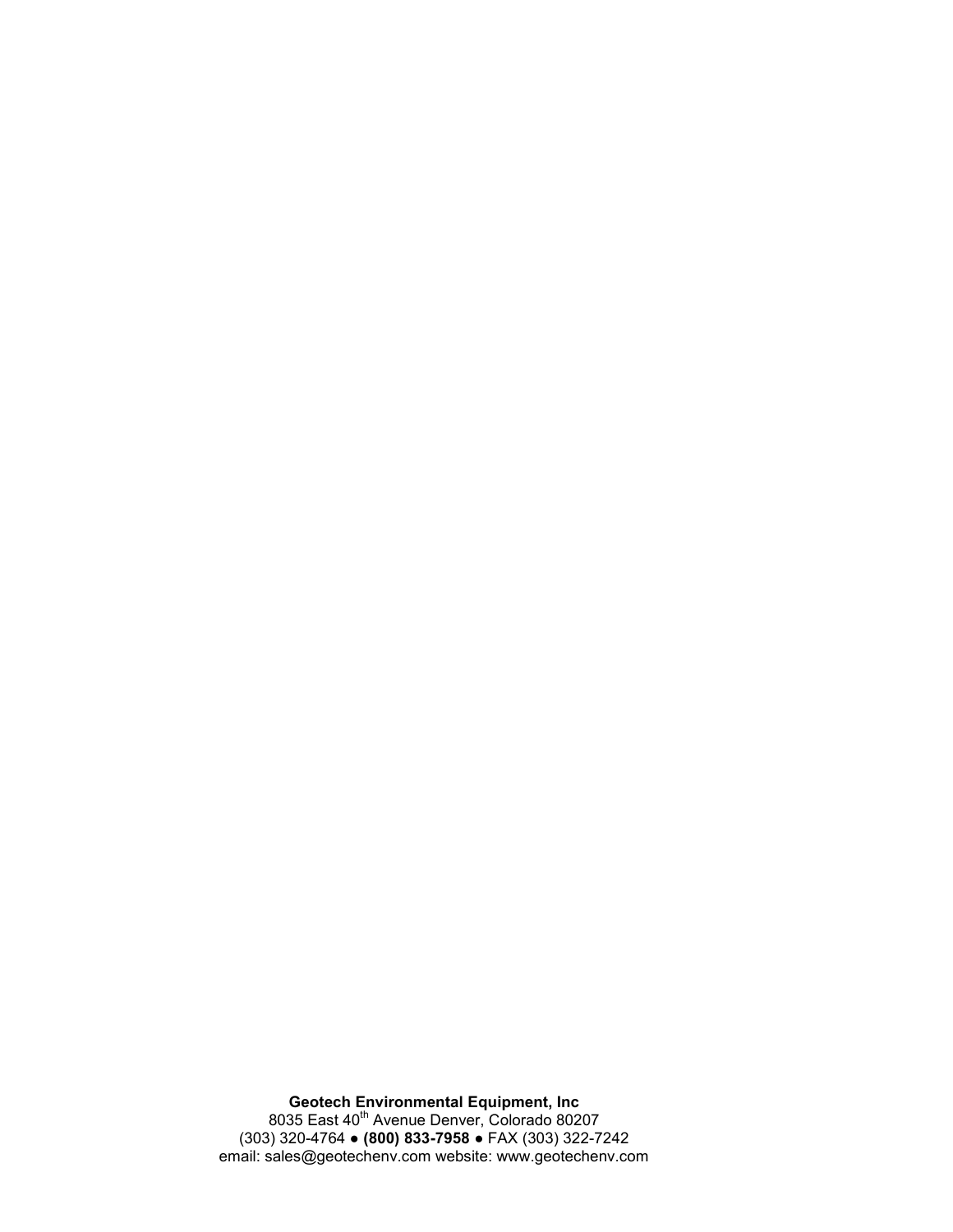**Geotech Environmental Equipment, Inc**
8035 East 40th Avenue Denver, Colorado 80207
(303) 320-4764 ● **(800) 833-7958** ● FAX (303) 322-7242
email: sales@geotechenv.com website: www.geotechenv.com